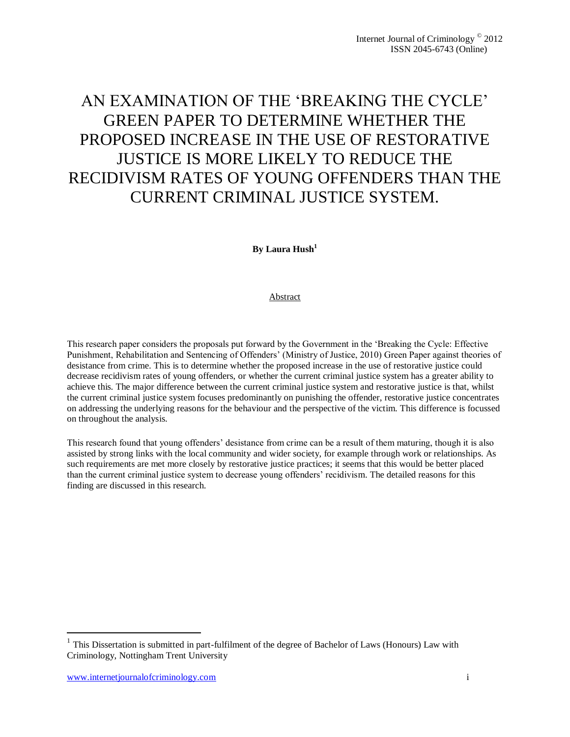# AN EXAMINATION OF THE 'BREAKING THE CYCLE' GREEN PAPER TO DETERMINE WHETHER THE PROPOSED INCREASE IN THE USE OF RESTORATIVE JUSTICE IS MORE LIKELY TO REDUCE THE RECIDIVISM RATES OF YOUNG OFFENDERS THAN THE CURRENT CRIMINAL JUSTICE SYSTEM.

**By Laura Hush[1]**

## Abstract

This research paper considers the proposals put forward by the Government in the 'Breaking the Cycle: Effective Punishment, Rehabilitation and Sentencing of Offenders' (Ministry of Justice, 2010) Green Paper against theories of desistance from crime. This is to determine whether the proposed increase in the use of restorative justice could decrease recidivism rates of young offenders, or whether the current criminal justice system has a greater ability to achieve this. The major difference between the current criminal justice system and restorative justice is that, whilst the current criminal justice system focuses predominantly on punishing the offender, restorative justice concentrates on addressing the underlying reasons for the behaviour and the perspective of the victim. This difference is focussed on throughout the analysis.

This research found that young offenders' desistance from crime can be a result of them maturing, though it is also assisted by strong links with the local community and wider society, for example through work or relationships. As such requirements are met more closely by restorative justice practices; it seems that this would be better placed than the current criminal justice system to decrease young offenders' recidivism. The detailed reasons for this finding are discussed in this research.

[1] This Dissertation is submitted in part-fulfilment of the degree of Bachelor of Laws (Honours) Law with Criminology, Nottingham Trent University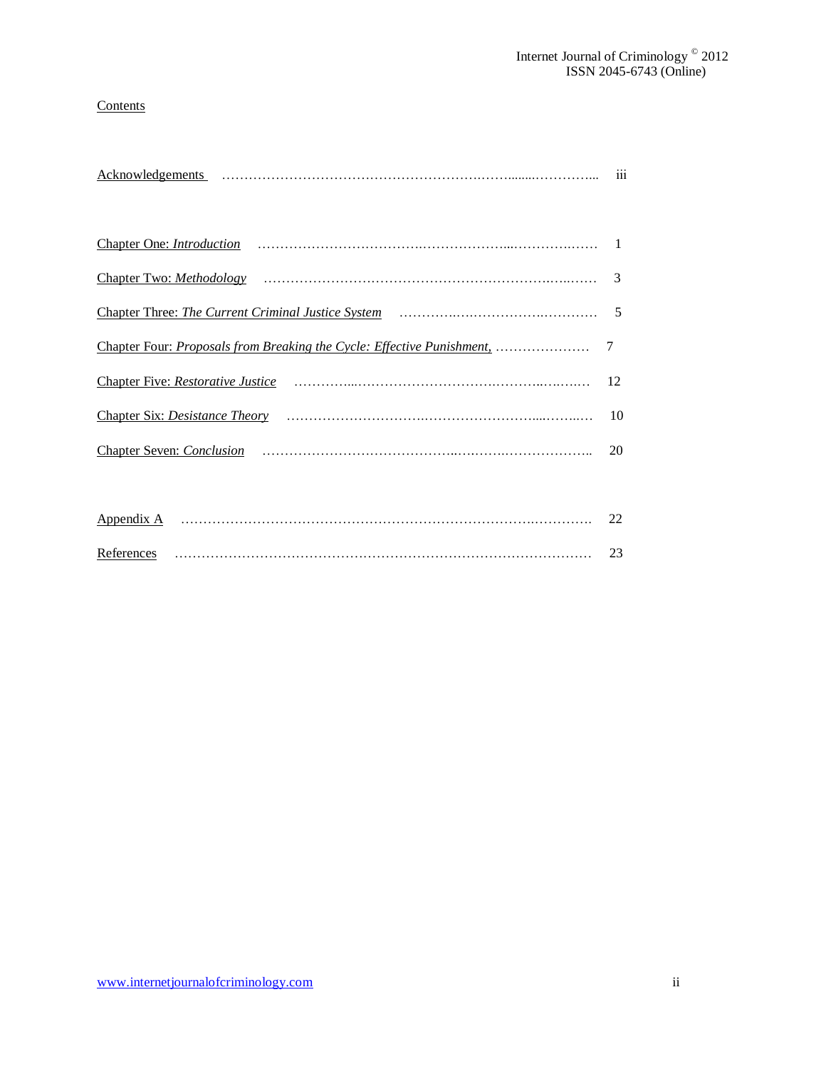Contents

Acknowledgements ………………………………………………………………………… iii

Chapter One: *Introduction* ………………………………………………………… 1

Chapter Two: *Methodology* ………………………………………………………… 3

Chapter Three: *The Current Criminal Justice System* ………………………………… 5

Chapter Four: *Proposals from Breaking the Cycle: Effective Punishment,* ………………… 7

Chapter Five: *Restorative Justice* ………………………………………………… 12

Chapter Six: *Desistance Theory* ………………………………………………… 10

Chapter Seven: *Conclusion* ………………………………………………… 20

Appendix A ………………………………………………………………………… 22

References ………………………………………………………………………… 23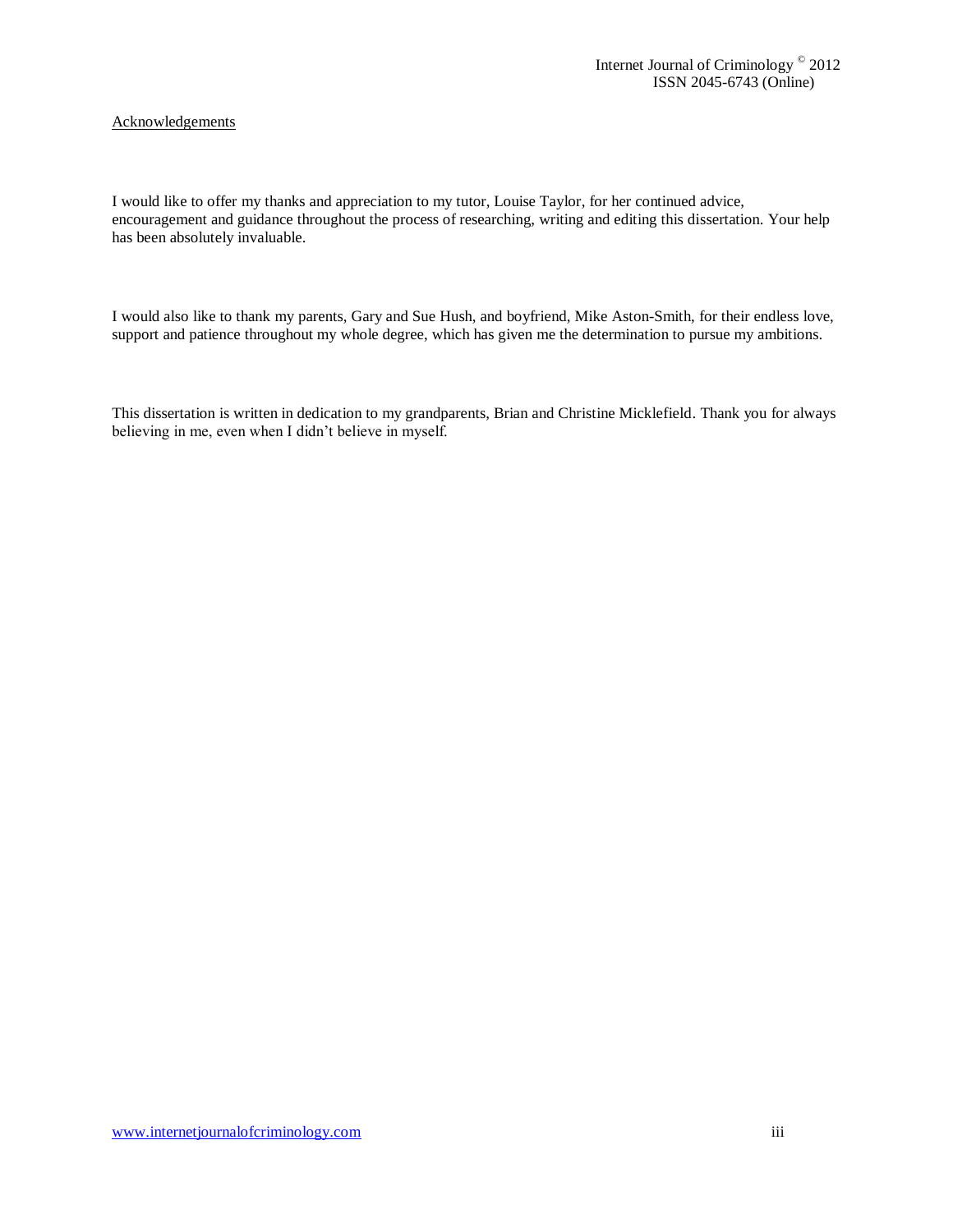## Acknowledgements

I would like to offer my thanks and appreciation to my tutor, Louise Taylor, for her continued advice, encouragement and guidance throughout the process of researching, writing and editing this dissertation. Your help has been absolutely invaluable.

I would also like to thank my parents, Gary and Sue Hush, and boyfriend, Mike Aston-Smith, for their endless love, support and patience throughout my whole degree, which has given me the determination to pursue my ambitions.

This dissertation is written in dedication to my grandparents, Brian and Christine Micklefield. Thank you for always believing in me, even when I didn't believe in myself.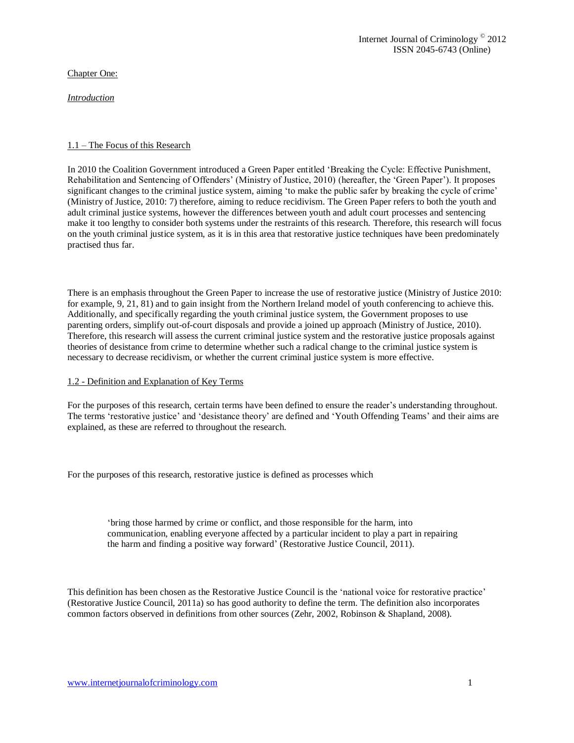Chapter One:

*Introduction*

1.1 – The Focus of this Research

In 2010 the Coalition Government introduced a Green Paper entitled 'Breaking the Cycle: Effective Punishment, Rehabilitation and Sentencing of Offenders' (Ministry of Justice, 2010) (hereafter, the 'Green Paper'). It proposes significant changes to the criminal justice system, aiming 'to make the public safer by breaking the cycle of crime' (Ministry of Justice, 2010: 7) therefore, aiming to reduce recidivism. The Green Paper refers to both the youth and adult criminal justice systems, however the differences between youth and adult court processes and sentencing make it too lengthy to consider both systems under the restraints of this research. Therefore, this research will focus on the youth criminal justice system, as it is in this area that restorative justice techniques have been predominately practised thus far.

There is an emphasis throughout the Green Paper to increase the use of restorative justice (Ministry of Justice 2010: for example, 9, 21, 81) and to gain insight from the Northern Ireland model of youth conferencing to achieve this. Additionally, and specifically regarding the youth criminal justice system, the Government proposes to use parenting orders, simplify out-of-court disposals and provide a joined up approach (Ministry of Justice, 2010). Therefore, this research will assess the current criminal justice system and the restorative justice proposals against theories of desistance from crime to determine whether such a radical change to the criminal justice system is necessary to decrease recidivism, or whether the current criminal justice system is more effective.

1.2 - Definition and Explanation of Key Terms

For the purposes of this research, certain terms have been defined to ensure the reader's understanding throughout. The terms 'restorative justice' and 'desistance theory' are defined and 'Youth Offending Teams' and their aims are explained, as these are referred to throughout the research.

For the purposes of this research, restorative justice is defined as processes which

> 'bring those harmed by crime or conflict, and those responsible for the harm, into communication, enabling everyone affected by a particular incident to play a part in repairing the harm and finding a positive way forward' (Restorative Justice Council, 2011).

This definition has been chosen as the Restorative Justice Council is the 'national voice for restorative practice' (Restorative Justice Council, 2011a) so has good authority to define the term. The definition also incorporates common factors observed in definitions from other sources (Zehr, 2002, Robinson & Shapland, 2008).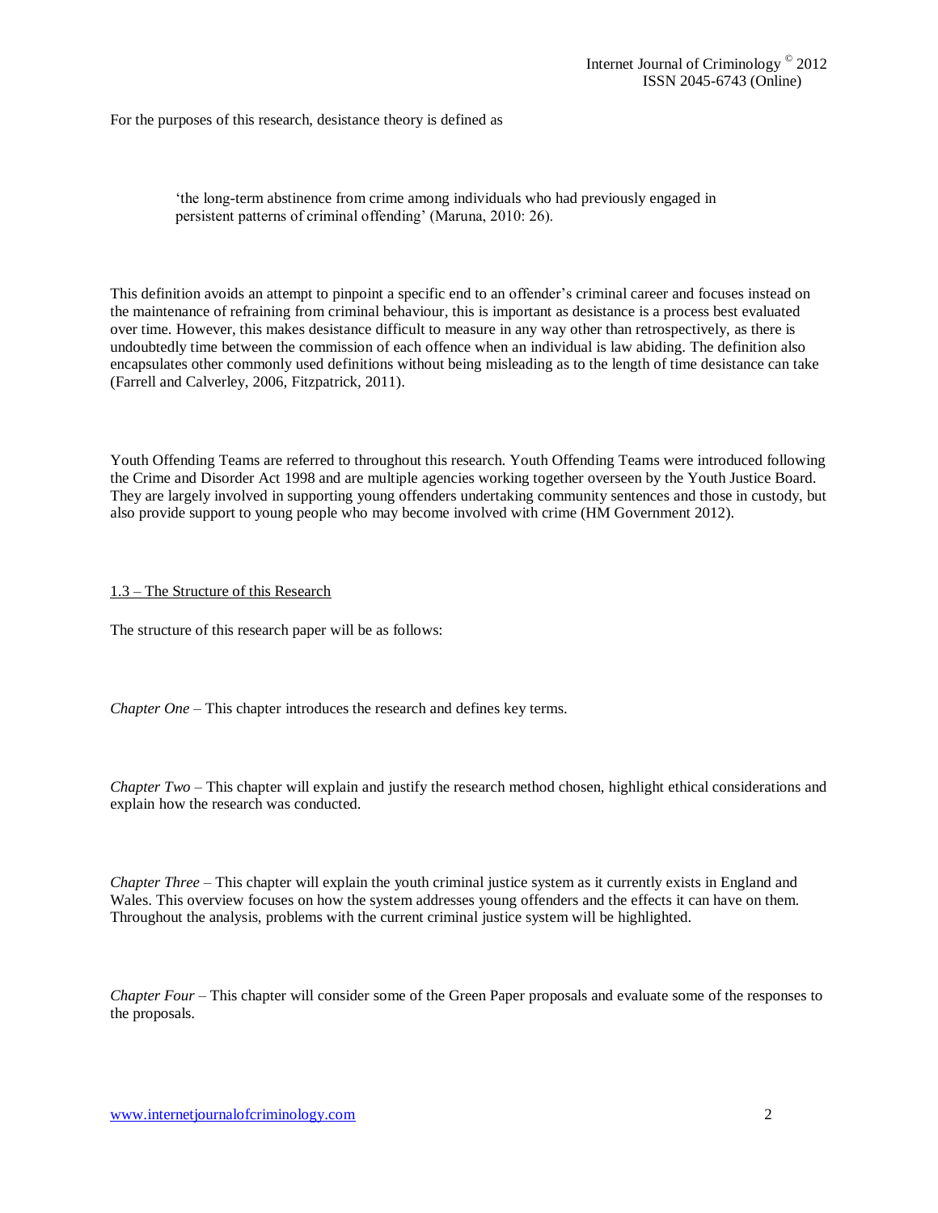For the purposes of this research, desistance theory is defined as

> 'the long-term abstinence from crime among individuals who had previously engaged in persistent patterns of criminal offending' (Maruna, 2010: 26).

This definition avoids an attempt to pinpoint a specific end to an offender's criminal career and focuses instead on the maintenance of refraining from criminal behaviour, this is important as desistance is a process best evaluated over time. However, this makes desistance difficult to measure in any way other than retrospectively, as there is undoubtedly time between the commission of each offence when an individual is law abiding. The definition also encapsulates other commonly used definitions without being misleading as to the length of time desistance can take (Farrell and Calverley, 2006, Fitzpatrick, 2011).

Youth Offending Teams are referred to throughout this research. Youth Offending Teams were introduced following the Crime and Disorder Act 1998 and are multiple agencies working together overseen by the Youth Justice Board. They are largely involved in supporting young offenders undertaking community sentences and those in custody, but also provide support to young people who may become involved with crime (HM Government 2012).

### 1.3 – The Structure of this Research

The structure of this research paper will be as follows:

*Chapter One* – This chapter introduces the research and defines key terms.

*Chapter Two* – This chapter will explain and justify the research method chosen, highlight ethical considerations and explain how the research was conducted.

*Chapter Three* – This chapter will explain the youth criminal justice system as it currently exists in England and Wales. This overview focuses on how the system addresses young offenders and the effects it can have on them. Throughout the analysis, problems with the current criminal justice system will be highlighted.

*Chapter Four* – This chapter will consider some of the Green Paper proposals and evaluate some of the responses to the proposals.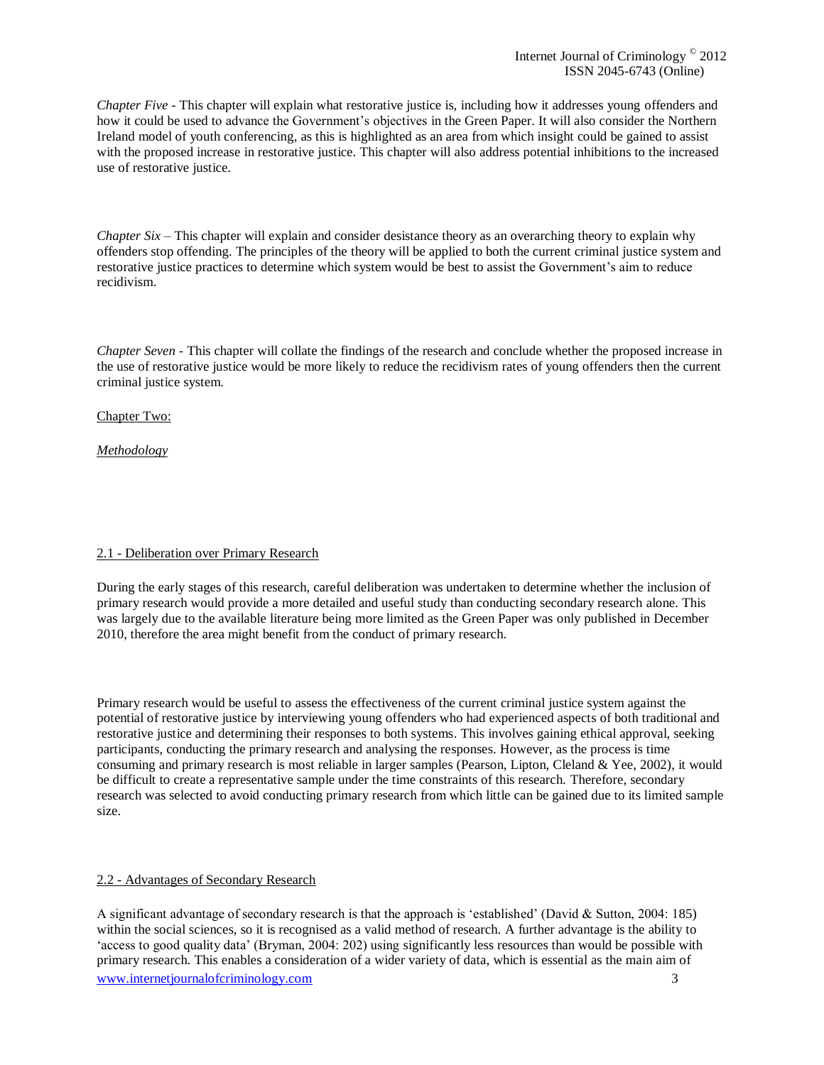*Chapter Five* - This chapter will explain what restorative justice is, including how it addresses young offenders and how it could be used to advance the Government's objectives in the Green Paper. It will also consider the Northern Ireland model of youth conferencing, as this is highlighted as an area from which insight could be gained to assist with the proposed increase in restorative justice. This chapter will also address potential inhibitions to the increased use of restorative justice.

*Chapter Six* – This chapter will explain and consider desistance theory as an overarching theory to explain why offenders stop offending. The principles of the theory will be applied to both the current criminal justice system and restorative justice practices to determine which system would be best to assist the Government's aim to reduce recidivism.

*Chapter Seven* - This chapter will collate the findings of the research and conclude whether the proposed increase in the use of restorative justice would be more likely to reduce the recidivism rates of young offenders then the current criminal justice system.

## Chapter Two:

## *Methodology*

### 2.1 - Deliberation over Primary Research

During the early stages of this research, careful deliberation was undertaken to determine whether the inclusion of primary research would provide a more detailed and useful study than conducting secondary research alone. This was largely due to the available literature being more limited as the Green Paper was only published in December 2010, therefore the area might benefit from the conduct of primary research.

Primary research would be useful to assess the effectiveness of the current criminal justice system against the potential of restorative justice by interviewing young offenders who had experienced aspects of both traditional and restorative justice and determining their responses to both systems. This involves gaining ethical approval, seeking participants, conducting the primary research and analysing the responses. However, as the process is time consuming and primary research is most reliable in larger samples (Pearson, Lipton, Cleland & Yee, 2002), it would be difficult to create a representative sample under the time constraints of this research. Therefore, secondary research was selected to avoid conducting primary research from which little can be gained due to its limited sample size.

### 2.2 - Advantages of Secondary Research

A significant advantage of secondary research is that the approach is 'established' (David & Sutton, 2004: 185) within the social sciences, so it is recognised as a valid method of research. A further advantage is the ability to 'access to good quality data' (Bryman, 2004: 202) using significantly less resources than would be possible with primary research. This enables a consideration of a wider variety of data, which is essential as the main aim of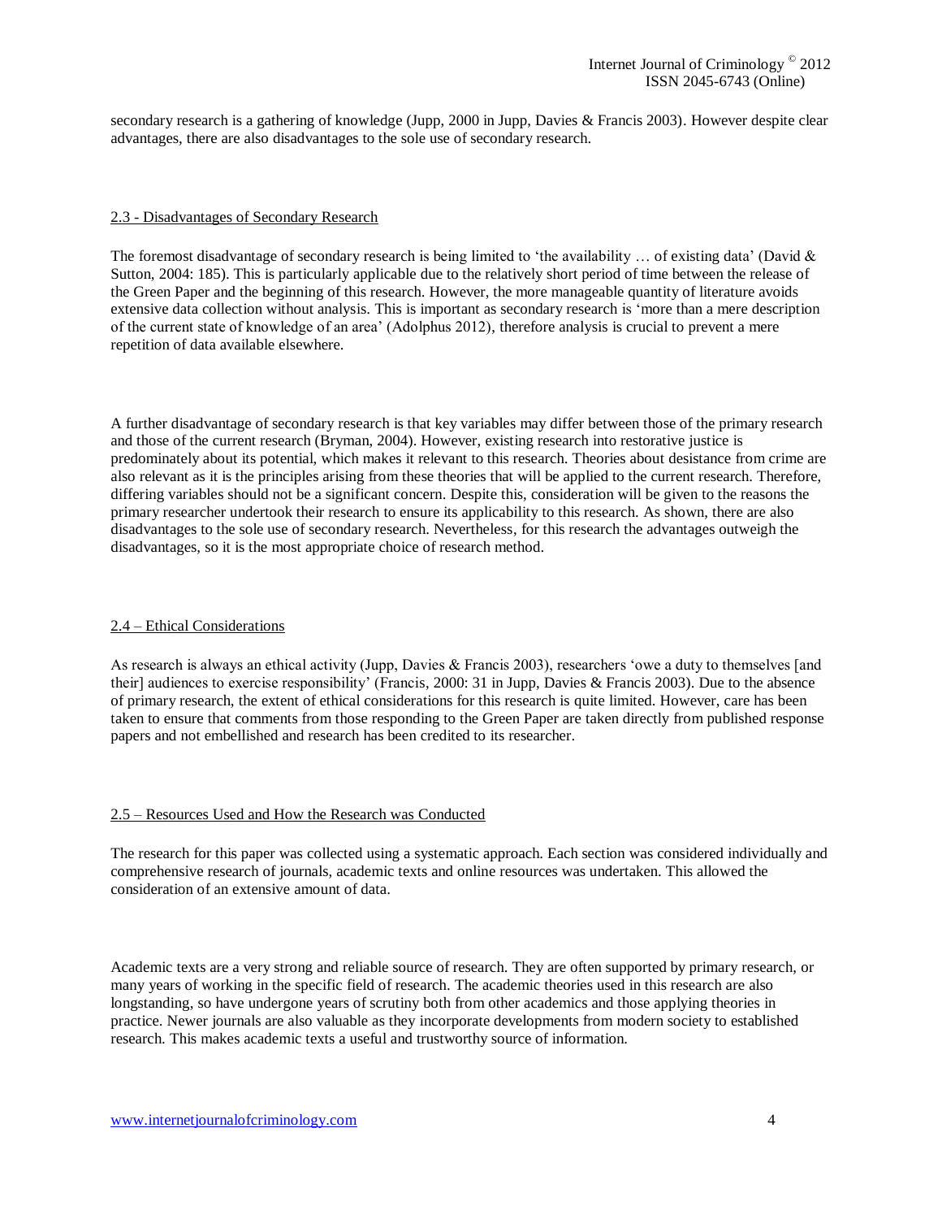secondary research is a gathering of knowledge (Jupp, 2000 in Jupp, Davies & Francis 2003). However despite clear advantages, there are also disadvantages to the sole use of secondary research.

## 2.3 - Disadvantages of Secondary Research

The foremost disadvantage of secondary research is being limited to 'the availability … of existing data' (David & Sutton, 2004: 185). This is particularly applicable due to the relatively short period of time between the release of the Green Paper and the beginning of this research. However, the more manageable quantity of literature avoids extensive data collection without analysis. This is important as secondary research is 'more than a mere description of the current state of knowledge of an area' (Adolphus 2012), therefore analysis is crucial to prevent a mere repetition of data available elsewhere.

A further disadvantage of secondary research is that key variables may differ between those of the primary research and those of the current research (Bryman, 2004). However, existing research into restorative justice is predominately about its potential, which makes it relevant to this research. Theories about desistance from crime are also relevant as it is the principles arising from these theories that will be applied to the current research. Therefore, differing variables should not be a significant concern. Despite this, consideration will be given to the reasons the primary researcher undertook their research to ensure its applicability to this research. As shown, there are also disadvantages to the sole use of secondary research. Nevertheless, for this research the advantages outweigh the disadvantages, so it is the most appropriate choice of research method.

## 2.4 – Ethical Considerations

As research is always an ethical activity (Jupp, Davies & Francis 2003), researchers 'owe a duty to themselves [and their] audiences to exercise responsibility' (Francis, 2000: 31 in Jupp, Davies & Francis 2003). Due to the absence of primary research, the extent of ethical considerations for this research is quite limited. However, care has been taken to ensure that comments from those responding to the Green Paper are taken directly from published response papers and not embellished and research has been credited to its researcher.

## 2.5 – Resources Used and How the Research was Conducted

The research for this paper was collected using a systematic approach. Each section was considered individually and comprehensive research of journals, academic texts and online resources was undertaken. This allowed the consideration of an extensive amount of data.

Academic texts are a very strong and reliable source of research. They are often supported by primary research, or many years of working in the specific field of research. The academic theories used in this research are also longstanding, so have undergone years of scrutiny both from other academics and those applying theories in practice. Newer journals are also valuable as they incorporate developments from modern society to established research. This makes academic texts a useful and trustworthy source of information.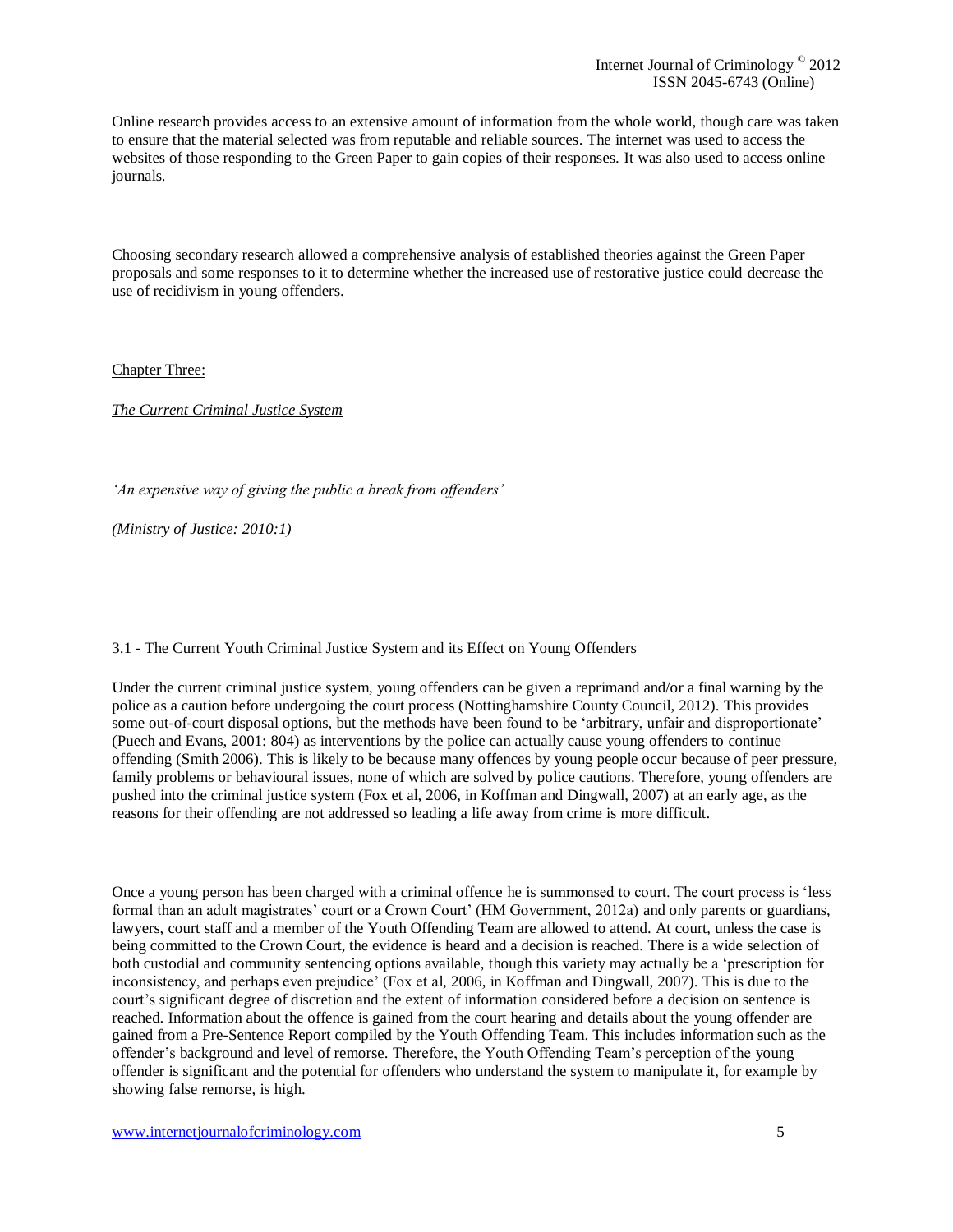Online research provides access to an extensive amount of information from the whole world, though care was taken to ensure that the material selected was from reputable and reliable sources. The internet was used to access the websites of those responding to the Green Paper to gain copies of their responses. It was also used to access online journals.

Choosing secondary research allowed a comprehensive analysis of established theories against the Green Paper proposals and some responses to it to determine whether the increased use of restorative justice could decrease the use of recidivism in young offenders.

## Chapter Three:

### *The Current Criminal Justice System*

*'An expensive way of giving the public a break from offenders'*

*(Ministry of Justice: 2010:1)*

#### 3.1 - The Current Youth Criminal Justice System and its Effect on Young Offenders

Under the current criminal justice system, young offenders can be given a reprimand and/or a final warning by the police as a caution before undergoing the court process (Nottinghamshire County Council, 2012). This provides some out-of-court disposal options, but the methods have been found to be 'arbitrary, unfair and disproportionate' (Puech and Evans, 2001: 804) as interventions by the police can actually cause young offenders to continue offending (Smith 2006). This is likely to be because many offences by young people occur because of peer pressure, family problems or behavioural issues, none of which are solved by police cautions. Therefore, young offenders are pushed into the criminal justice system (Fox et al, 2006, in Koffman and Dingwall, 2007) at an early age, as the reasons for their offending are not addressed so leading a life away from crime is more difficult.

Once a young person has been charged with a criminal offence he is summonsed to court. The court process is 'less formal than an adult magistrates' court or a Crown Court' (HM Government, 2012a) and only parents or guardians, lawyers, court staff and a member of the Youth Offending Team are allowed to attend. At court, unless the case is being committed to the Crown Court, the evidence is heard and a decision is reached. There is a wide selection of both custodial and community sentencing options available, though this variety may actually be a 'prescription for inconsistency, and perhaps even prejudice' (Fox et al, 2006, in Koffman and Dingwall, 2007). This is due to the court's significant degree of discretion and the extent of information considered before a decision on sentence is reached. Information about the offence is gained from the court hearing and details about the young offender are gained from a Pre-Sentence Report compiled by the Youth Offending Team. This includes information such as the offender's background and level of remorse. Therefore, the Youth Offending Team's perception of the young offender is significant and the potential for offenders who understand the system to manipulate it, for example by showing false remorse, is high.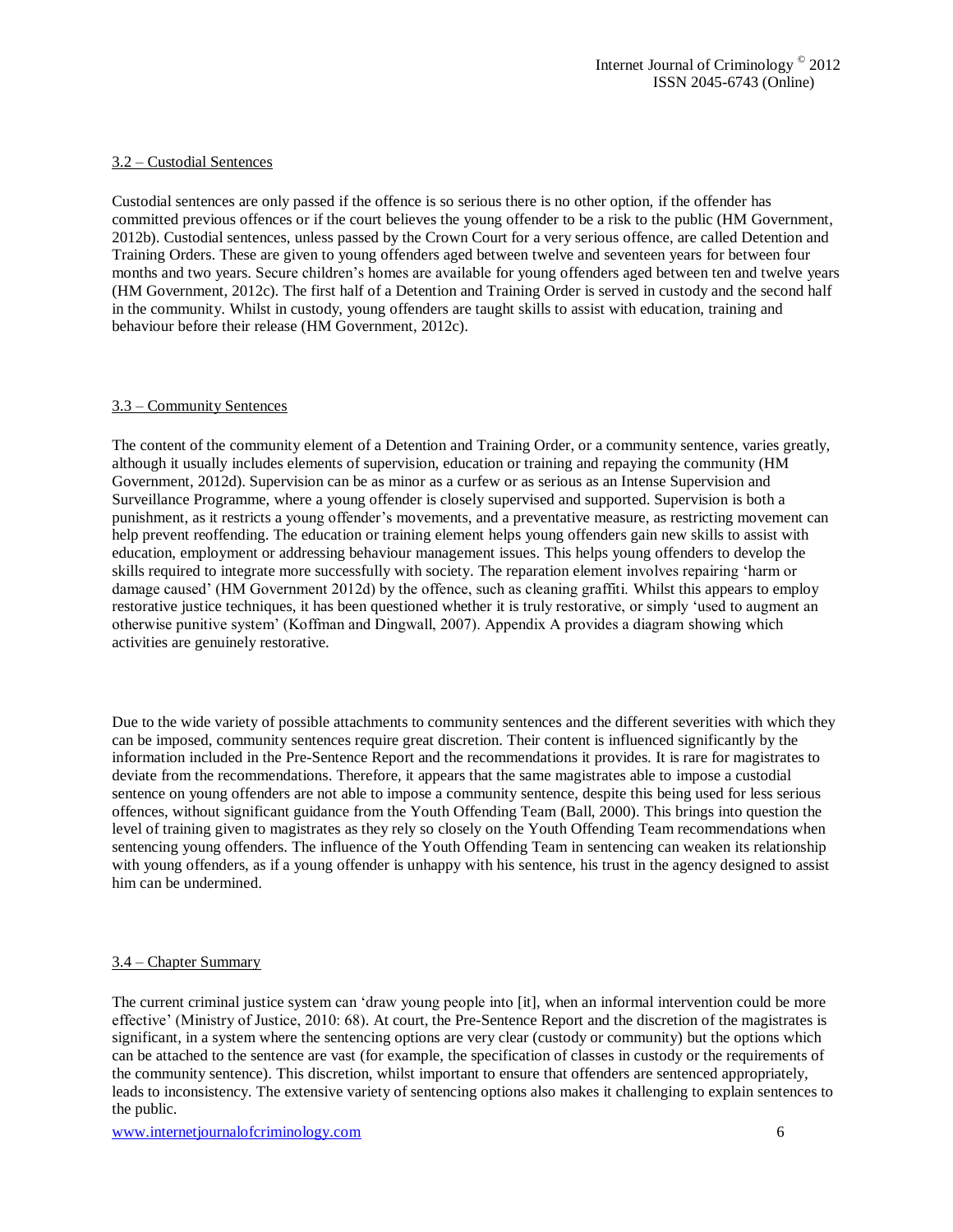### 3.2 – Custodial Sentences

Custodial sentences are only passed if the offence is so serious there is no other option, if the offender has committed previous offences or if the court believes the young offender to be a risk to the public (HM Government, 2012b). Custodial sentences, unless passed by the Crown Court for a very serious offence, are called Detention and Training Orders. These are given to young offenders aged between twelve and seventeen years for between four months and two years. Secure children's homes are available for young offenders aged between ten and twelve years (HM Government, 2012c). The first half of a Detention and Training Order is served in custody and the second half in the community. Whilst in custody, young offenders are taught skills to assist with education, training and behaviour before their release (HM Government, 2012c).

### 3.3 – Community Sentences

The content of the community element of a Detention and Training Order, or a community sentence, varies greatly, although it usually includes elements of supervision, education or training and repaying the community (HM Government, 2012d). Supervision can be as minor as a curfew or as serious as an Intense Supervision and Surveillance Programme, where a young offender is closely supervised and supported. Supervision is both a punishment, as it restricts a young offender's movements, and a preventative measure, as restricting movement can help prevent reoffending. The education or training element helps young offenders gain new skills to assist with education, employment or addressing behaviour management issues. This helps young offenders to develop the skills required to integrate more successfully with society. The reparation element involves repairing 'harm or damage caused' (HM Government 2012d) by the offence, such as cleaning graffiti. Whilst this appears to employ restorative justice techniques, it has been questioned whether it is truly restorative, or simply 'used to augment an otherwise punitive system' (Koffman and Dingwall, 2007). Appendix A provides a diagram showing which activities are genuinely restorative.

Due to the wide variety of possible attachments to community sentences and the different severities with which they can be imposed, community sentences require great discretion. Their content is influenced significantly by the information included in the Pre-Sentence Report and the recommendations it provides. It is rare for magistrates to deviate from the recommendations. Therefore, it appears that the same magistrates able to impose a custodial sentence on young offenders are not able to impose a community sentence, despite this being used for less serious offences, without significant guidance from the Youth Offending Team (Ball, 2000). This brings into question the level of training given to magistrates as they rely so closely on the Youth Offending Team recommendations when sentencing young offenders. The influence of the Youth Offending Team in sentencing can weaken its relationship with young offenders, as if a young offender is unhappy with his sentence, his trust in the agency designed to assist him can be undermined.

### 3.4 – Chapter Summary

The current criminal justice system can 'draw young people into [it], when an informal intervention could be more effective' (Ministry of Justice, 2010: 68). At court, the Pre-Sentence Report and the discretion of the magistrates is significant, in a system where the sentencing options are very clear (custody or community) but the options which can be attached to the sentence are vast (for example, the specification of classes in custody or the requirements of the community sentence). This discretion, whilst important to ensure that offenders are sentenced appropriately, leads to inconsistency. The extensive variety of sentencing options also makes it challenging to explain sentences to the public.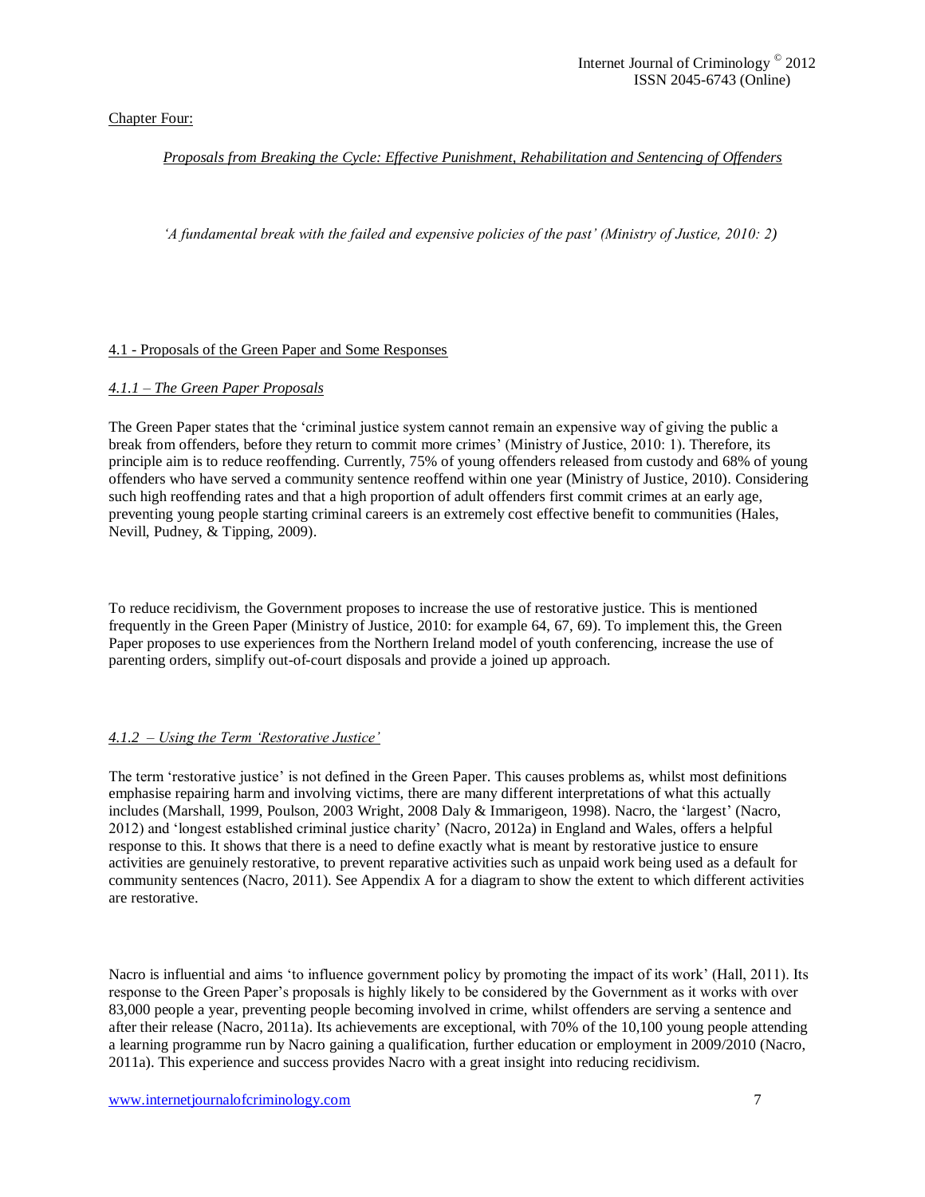Chapter Four:

*Proposals from Breaking the Cycle: Effective Punishment, Rehabilitation and Sentencing of Offenders*

*'A fundamental break with the failed and expensive policies of the past' (Ministry of Justice, 2010: 2)*

## 4.1 - Proposals of the Green Paper and Some Responses

### *4.1.1 – The Green Paper Proposals*

The Green Paper states that the 'criminal justice system cannot remain an expensive way of giving the public a break from offenders, before they return to commit more crimes' (Ministry of Justice, 2010: 1). Therefore, its principle aim is to reduce reoffending. Currently, 75% of young offenders released from custody and 68% of young offenders who have served a community sentence reoffend within one year (Ministry of Justice, 2010). Considering such high reoffending rates and that a high proportion of adult offenders first commit crimes at an early age, preventing young people starting criminal careers is an extremely cost effective benefit to communities (Hales, Nevill, Pudney, & Tipping, 2009).

To reduce recidivism, the Government proposes to increase the use of restorative justice. This is mentioned frequently in the Green Paper (Ministry of Justice, 2010: for example 64, 67, 69). To implement this, the Green Paper proposes to use experiences from the Northern Ireland model of youth conferencing, increase the use of parenting orders, simplify out-of-court disposals and provide a joined up approach.

### *4.1.2 – Using the Term 'Restorative Justice'*

The term 'restorative justice' is not defined in the Green Paper. This causes problems as, whilst most definitions emphasise repairing harm and involving victims, there are many different interpretations of what this actually includes (Marshall, 1999, Poulson, 2003 Wright, 2008 Daly & Immarigeon, 1998). Nacro, the 'largest' (Nacro, 2012) and 'longest established criminal justice charity' (Nacro, 2012a) in England and Wales, offers a helpful response to this. It shows that there is a need to define exactly what is meant by restorative justice to ensure activities are genuinely restorative, to prevent reparative activities such as unpaid work being used as a default for community sentences (Nacro, 2011). See Appendix A for a diagram to show the extent to which different activities are restorative.

Nacro is influential and aims 'to influence government policy by promoting the impact of its work' (Hall, 2011). Its response to the Green Paper's proposals is highly likely to be considered by the Government as it works with over 83,000 people a year, preventing people becoming involved in crime, whilst offenders are serving a sentence and after their release (Nacro, 2011a). Its achievements are exceptional, with 70% of the 10,100 young people attending a learning programme run by Nacro gaining a qualification, further education or employment in 2009/2010 (Nacro, 2011a). This experience and success provides Nacro with a great insight into reducing recidivism.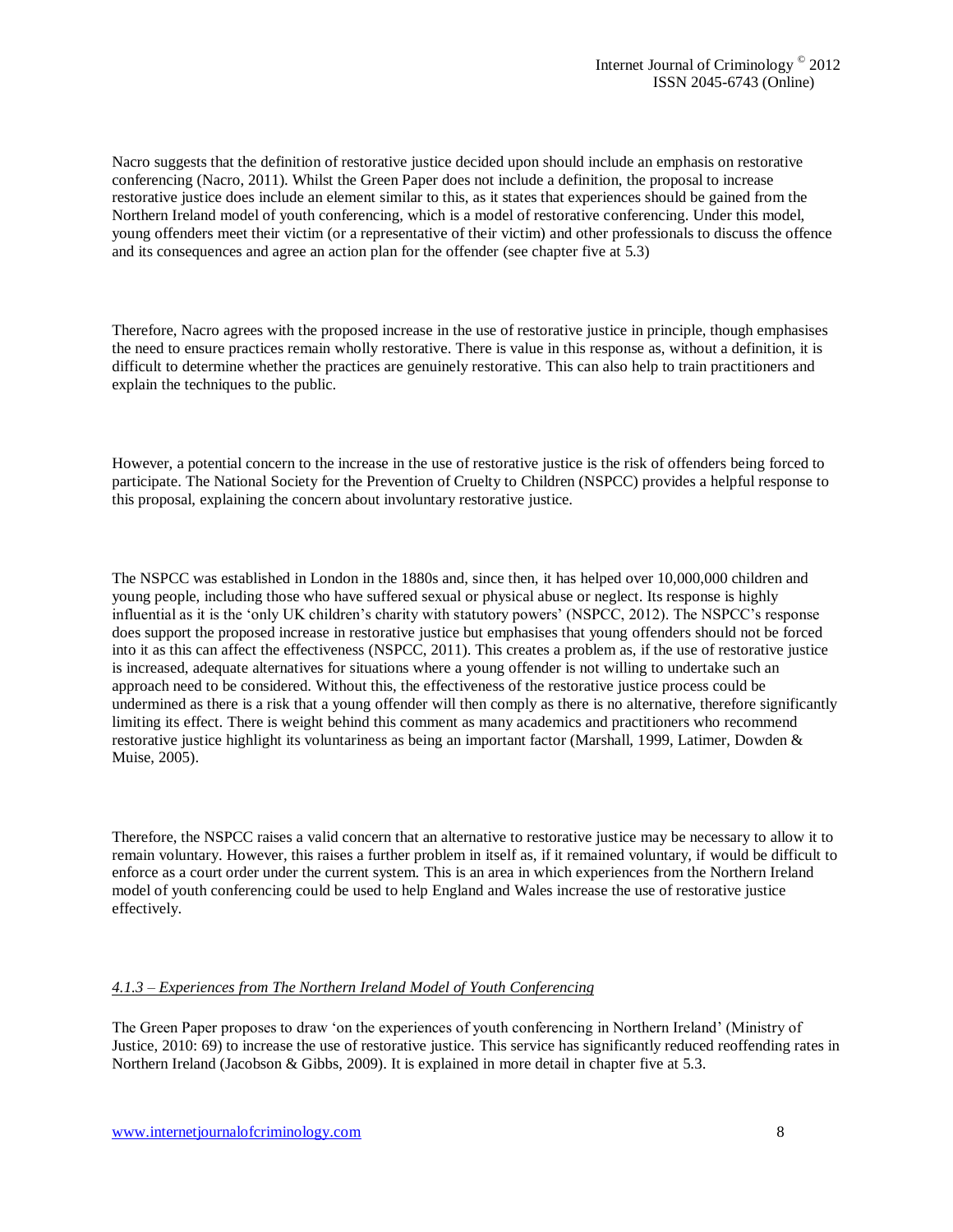Nacro suggests that the definition of restorative justice decided upon should include an emphasis on restorative conferencing (Nacro, 2011). Whilst the Green Paper does not include a definition, the proposal to increase restorative justice does include an element similar to this, as it states that experiences should be gained from the Northern Ireland model of youth conferencing, which is a model of restorative conferencing. Under this model, young offenders meet their victim (or a representative of their victim) and other professionals to discuss the offence and its consequences and agree an action plan for the offender (see chapter five at 5.3)

Therefore, Nacro agrees with the proposed increase in the use of restorative justice in principle, though emphasises the need to ensure practices remain wholly restorative. There is value in this response as, without a definition, it is difficult to determine whether the practices are genuinely restorative. This can also help to train practitioners and explain the techniques to the public.

However, a potential concern to the increase in the use of restorative justice is the risk of offenders being forced to participate. The National Society for the Prevention of Cruelty to Children (NSPCC) provides a helpful response to this proposal, explaining the concern about involuntary restorative justice.

The NSPCC was established in London in the 1880s and, since then, it has helped over 10,000,000 children and young people, including those who have suffered sexual or physical abuse or neglect. Its response is highly influential as it is the 'only UK children's charity with statutory powers' (NSPCC, 2012). The NSPCC's response does support the proposed increase in restorative justice but emphasises that young offenders should not be forced into it as this can affect the effectiveness (NSPCC, 2011). This creates a problem as, if the use of restorative justice is increased, adequate alternatives for situations where a young offender is not willing to undertake such an approach need to be considered. Without this, the effectiveness of the restorative justice process could be undermined as there is a risk that a young offender will then comply as there is no alternative, therefore significantly limiting its effect. There is weight behind this comment as many academics and practitioners who recommend restorative justice highlight its voluntariness as being an important factor (Marshall, 1999, Latimer, Dowden & Muise, 2005).

Therefore, the NSPCC raises a valid concern that an alternative to restorative justice may be necessary to allow it to remain voluntary. However, this raises a further problem in itself as, if it remained voluntary, it would be difficult to enforce as a court order under the current system. This is an area in which experiences from the Northern Ireland model of youth conferencing could be used to help England and Wales increase the use of restorative justice effectively.

### *4.1.3 – Experiences from The Northern Ireland Model of Youth Conferencing*

The Green Paper proposes to draw 'on the experiences of youth conferencing in Northern Ireland' (Ministry of Justice, 2010: 69) to increase the use of restorative justice. This service has significantly reduced reoffending rates in Northern Ireland (Jacobson & Gibbs, 2009). It is explained in more detail in chapter five at 5.3.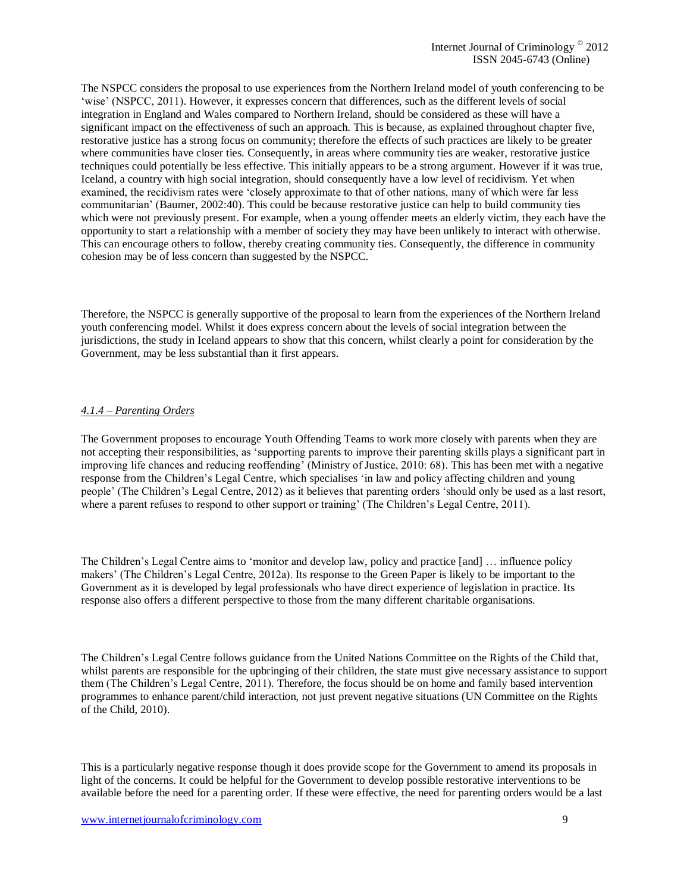The NSPCC considers the proposal to use experiences from the Northern Ireland model of youth conferencing to be 'wise' (NSPCC, 2011). However, it expresses concern that differences, such as the different levels of social integration in England and Wales compared to Northern Ireland, should be considered as these will have a significant impact on the effectiveness of such an approach. This is because, as explained throughout chapter five, restorative justice has a strong focus on community; therefore the effects of such practices are likely to be greater where communities have closer ties. Consequently, in areas where community ties are weaker, restorative justice techniques could potentially be less effective. This initially appears to be a strong argument. However if it was true, Iceland, a country with high social integration, should consequently have a low level of recidivism. Yet when examined, the recidivism rates were 'closely approximate to that of other nations, many of which were far less communitarian' (Baumer, 2002:40). This could be because restorative justice can help to build community ties which were not previously present. For example, when a young offender meets an elderly victim, they each have the opportunity to start a relationship with a member of society they may have been unlikely to interact with otherwise. This can encourage others to follow, thereby creating community ties. Consequently, the difference in community cohesion may be of less concern than suggested by the NSPCC.

Therefore, the NSPCC is generally supportive of the proposal to learn from the experiences of the Northern Ireland youth conferencing model. Whilst it does express concern about the levels of social integration between the jurisdictions, the study in Iceland appears to show that this concern, whilst clearly a point for consideration by the Government, may be less substantial than it first appears.

### *4.1.4 – Parenting Orders*

The Government proposes to encourage Youth Offending Teams to work more closely with parents when they are not accepting their responsibilities, as 'supporting parents to improve their parenting skills plays a significant part in improving life chances and reducing reoffending' (Ministry of Justice, 2010: 68). This has been met with a negative response from the Children's Legal Centre, which specialises 'in law and policy affecting children and young people' (The Children's Legal Centre, 2012) as it believes that parenting orders 'should only be used as a last resort, where a parent refuses to respond to other support or training' (The Children's Legal Centre, 2011).

The Children's Legal Centre aims to 'monitor and develop law, policy and practice [and] … influence policy makers' (The Children's Legal Centre, 2012a). Its response to the Green Paper is likely to be important to the Government as it is developed by legal professionals who have direct experience of legislation in practice. Its response also offers a different perspective to those from the many different charitable organisations.

The Children's Legal Centre follows guidance from the United Nations Committee on the Rights of the Child that, whilst parents are responsible for the upbringing of their children, the state must give necessary assistance to support them (The Children's Legal Centre, 2011). Therefore, the focus should be on home and family based intervention programmes to enhance parent/child interaction, not just prevent negative situations (UN Committee on the Rights of the Child, 2010).

This is a particularly negative response though it does provide scope for the Government to amend its proposals in light of the concerns. It could be helpful for the Government to develop possible restorative interventions to be available before the need for a parenting order. If these were effective, the need for parenting orders would be a last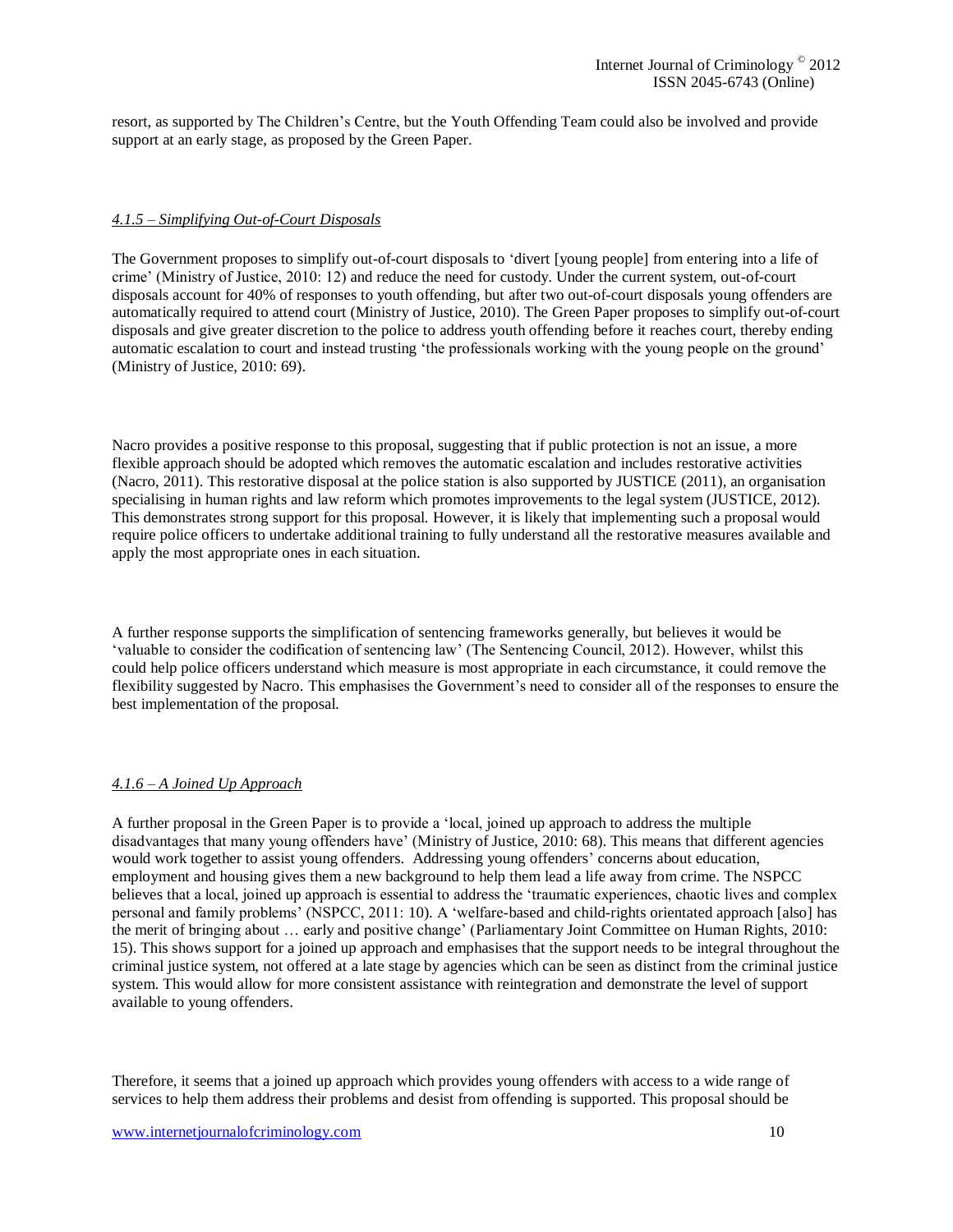resort, as supported by The Children's Centre, but the Youth Offending Team could also be involved and provide support at an early stage, as proposed by the Green Paper.

#### *4.1.5 – Simplifying Out-of-Court Disposals*

The Government proposes to simplify out-of-court disposals to 'divert [young people] from entering into a life of crime' (Ministry of Justice, 2010: 12) and reduce the need for custody. Under the current system, out-of-court disposals account for 40% of responses to youth offending, but after two out-of-court disposals young offenders are automatically required to attend court (Ministry of Justice, 2010). The Green Paper proposes to simplify out-of-court disposals and give greater discretion to the police to address youth offending before it reaches court, thereby ending automatic escalation to court and instead trusting 'the professionals working with the young people on the ground' (Ministry of Justice, 2010: 69).

Nacro provides a positive response to this proposal, suggesting that if public protection is not an issue, a more flexible approach should be adopted which removes the automatic escalation and includes restorative activities (Nacro, 2011). This restorative disposal at the police station is also supported by JUSTICE (2011), an organisation specialising in human rights and law reform which promotes improvements to the legal system (JUSTICE, 2012). This demonstrates strong support for this proposal. However, it is likely that implementing such a proposal would require police officers to undertake additional training to fully understand all the restorative measures available and apply the most appropriate ones in each situation.

A further response supports the simplification of sentencing frameworks generally, but believes it would be 'valuable to consider the codification of sentencing law' (The Sentencing Council, 2012). However, whilst this could help police officers understand which measure is most appropriate in each circumstance, it could remove the flexibility suggested by Nacro. This emphasises the Government's need to consider all of the responses to ensure the best implementation of the proposal.

#### *4.1.6 – A Joined Up Approach*

A further proposal in the Green Paper is to provide a 'local, joined up approach to address the multiple disadvantages that many young offenders have' (Ministry of Justice, 2010: 68). This means that different agencies would work together to assist young offenders. Addressing young offenders' concerns about education, employment and housing gives them a new background to help them lead a life away from crime. The NSPCC believes that a local, joined up approach is essential to address the 'traumatic experiences, chaotic lives and complex personal and family problems' (NSPCC, 2011: 10). A 'welfare-based and child-rights orientated approach [also] has the merit of bringing about … early and positive change' (Parliamentary Joint Committee on Human Rights, 2010: 15). This shows support for a joined up approach and emphasises that the support needs to be integral throughout the criminal justice system, not offered at a late stage by agencies which can be seen as distinct from the criminal justice system. This would allow for more consistent assistance with reintegration and demonstrate the level of support available to young offenders.

Therefore, it seems that a joined up approach which provides young offenders with access to a wide range of services to help them address their problems and desist from offending is supported. This proposal should be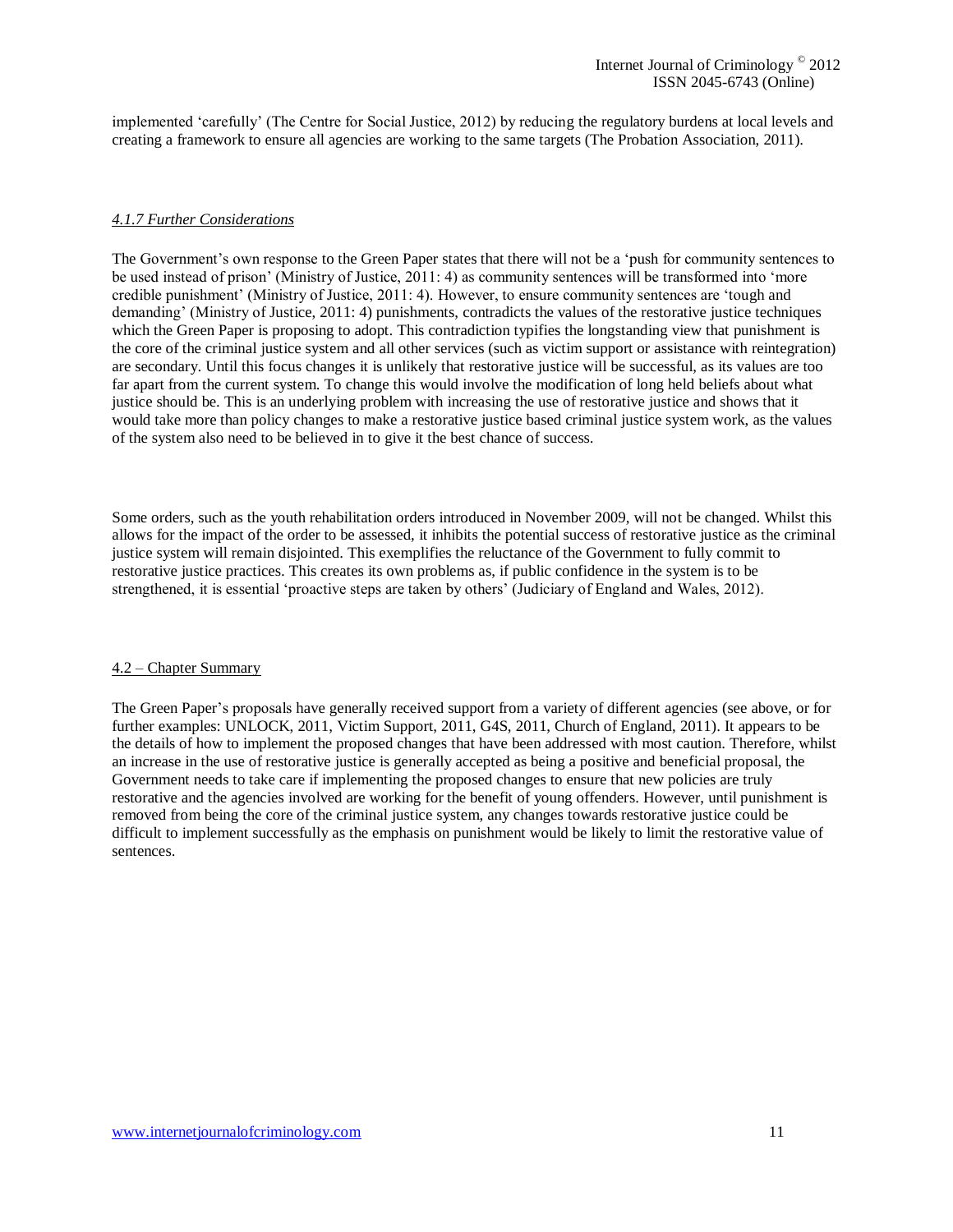implemented 'carefully' (The Centre for Social Justice, 2012) by reducing the regulatory burdens at local levels and creating a framework to ensure all agencies are working to the same targets (The Probation Association, 2011).

#### *4.1.7 Further Considerations*

The Government's own response to the Green Paper states that there will not be a 'push for community sentences to be used instead of prison' (Ministry of Justice, 2011: 4) as community sentences will be transformed into 'more credible punishment' (Ministry of Justice, 2011: 4). However, to ensure community sentences are 'tough and demanding' (Ministry of Justice, 2011: 4) punishments, contradicts the values of the restorative justice techniques which the Green Paper is proposing to adopt. This contradiction typifies the longstanding view that punishment is the core of the criminal justice system and all other services (such as victim support or assistance with reintegration) are secondary. Until this focus changes it is unlikely that restorative justice will be successful, as its values are too far apart from the current system. To change this would involve the modification of long held beliefs about what justice should be. This is an underlying problem with increasing the use of restorative justice and shows that it would take more than policy changes to make a restorative justice based criminal justice system work, as the values of the system also need to be believed in to give it the best chance of success.

Some orders, such as the youth rehabilitation orders introduced in November 2009, will not be changed. Whilst this allows for the impact of the order to be assessed, it inhibits the potential success of restorative justice as the criminal justice system will remain disjointed. This exemplifies the reluctance of the Government to fully commit to restorative justice practices. This creates its own problems as, if public confidence in the system is to be strengthened, it is essential 'proactive steps are taken by others' (Judiciary of England and Wales, 2012).

### 4.2 – Chapter Summary

The Green Paper's proposals have generally received support from a variety of different agencies (see above, or for further examples: UNLOCK, 2011, Victim Support, 2011, G4S, 2011, Church of England, 2011). It appears to be the details of how to implement the proposed changes that have been addressed with most caution. Therefore, whilst an increase in the use of restorative justice is generally accepted as being a positive and beneficial proposal, the Government needs to take care if implementing the proposed changes to ensure that new policies are truly restorative and the agencies involved are working for the benefit of young offenders. However, until punishment is removed from being the core of the criminal justice system, any changes towards restorative justice could be difficult to implement successfully as the emphasis on punishment would be likely to limit the restorative value of sentences.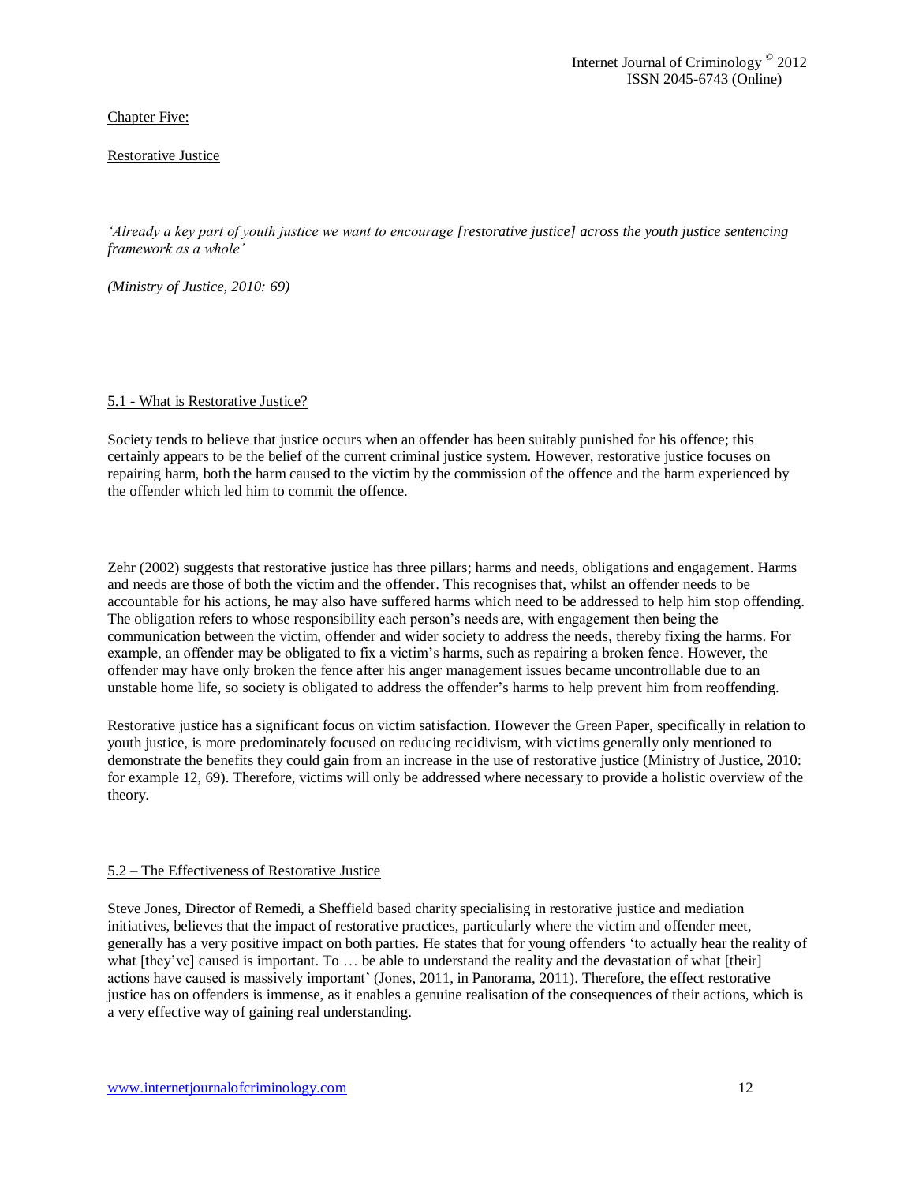## Chapter Five:

## Restorative Justice

*'Already a key part of youth justice we want to encourage [restorative justice] across the youth justice sentencing framework as a whole'*

*(Ministry of Justice, 2010: 69)*

### 5.1 - What is Restorative Justice?

Society tends to believe that justice occurs when an offender has been suitably punished for his offence; this certainly appears to be the belief of the current criminal justice system. However, restorative justice focuses on repairing harm, both the harm caused to the victim by the commission of the offence and the harm experienced by the offender which led him to commit the offence.

Zehr (2002) suggests that restorative justice has three pillars; harms and needs, obligations and engagement. Harms and needs are those of both the victim and the offender. This recognises that, whilst an offender needs to be accountable for his actions, he may also have suffered harms which need to be addressed to help him stop offending. The obligation refers to whose responsibility each person's needs are, with engagement then being the communication between the victim, offender and wider society to address the needs, thereby fixing the harms. For example, an offender may be obligated to fix a victim's harms, such as repairing a broken fence. However, the offender may have only broken the fence after his anger management issues became uncontrollable due to an unstable home life, so society is obligated to address the offender's harms to help prevent him from reoffending.

Restorative justice has a significant focus on victim satisfaction. However the Green Paper, specifically in relation to youth justice, is more predominately focused on reducing recidivism, with victims generally only mentioned to demonstrate the benefits they could gain from an increase in the use of restorative justice (Ministry of Justice, 2010: for example 12, 69). Therefore, victims will only be addressed where necessary to provide a holistic overview of the theory.

### 5.2 – The Effectiveness of Restorative Justice

Steve Jones, Director of Remedi, a Sheffield based charity specialising in restorative justice and mediation initiatives, believes that the impact of restorative practices, particularly where the victim and offender meet, generally has a very positive impact on both parties. He states that for young offenders 'to actually hear the reality of what [they've] caused is important. To … be able to understand the reality and the devastation of what [their] actions have caused is massively important' (Jones, 2011, in Panorama, 2011). Therefore, the effect restorative justice has on offenders is immense, as it enables a genuine realisation of the consequences of their actions, which is a very effective way of gaining real understanding.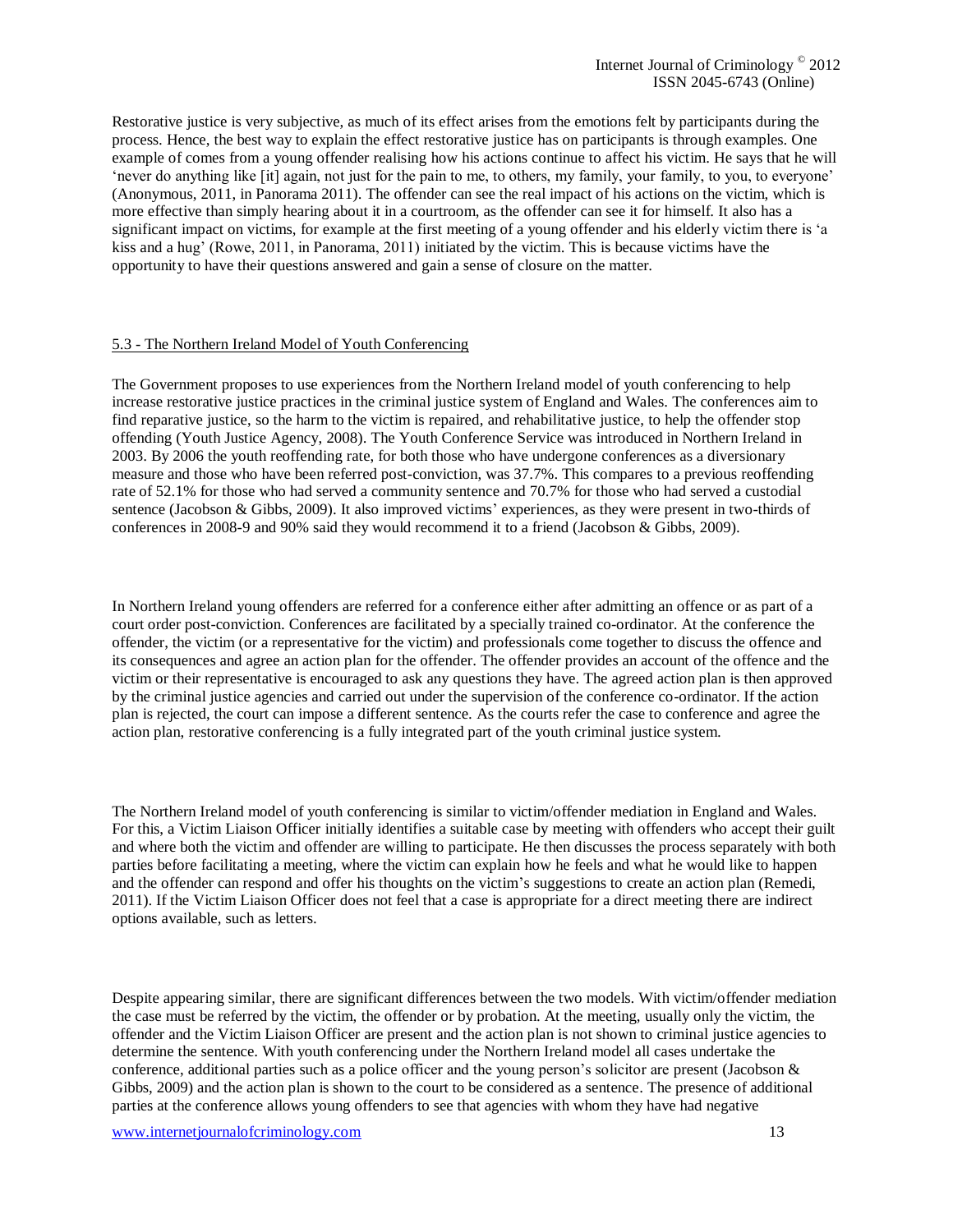Restorative justice is very subjective, as much of its effect arises from the emotions felt by participants during the process. Hence, the best way to explain the effect restorative justice has on participants is through examples. One example of comes from a young offender realising how his actions continue to affect his victim. He says that he will 'never do anything like [it] again, not just for the pain to me, to others, my family, your family, to you, to everyone' (Anonymous, 2011, in Panorama 2011). The offender can see the real impact of his actions on the victim, which is more effective than simply hearing about it in a courtroom, as the offender can see it for himself. It also has a significant impact on victims, for example at the first meeting of a young offender and his elderly victim there is 'a kiss and a hug' (Rowe, 2011, in Panorama, 2011) initiated by the victim. This is because victims have the opportunity to have their questions answered and gain a sense of closure on the matter.

### 5.3 - The Northern Ireland Model of Youth Conferencing

The Government proposes to use experiences from the Northern Ireland model of youth conferencing to help increase restorative justice practices in the criminal justice system of England and Wales. The conferences aim to find reparative justice, so the harm to the victim is repaired, and rehabilitative justice, to help the offender stop offending (Youth Justice Agency, 2008). The Youth Conference Service was introduced in Northern Ireland in 2003. By 2006 the youth reoffending rate, for both those who have undergone conferences as a diversionary measure and those who have been referred post-conviction, was 37.7%. This compares to a previous reoffending rate of 52.1% for those who had served a community sentence and 70.7% for those who had served a custodial sentence (Jacobson & Gibbs, 2009). It also improved victims' experiences, as they were present in two-thirds of conferences in 2008-9 and 90% said they would recommend it to a friend (Jacobson & Gibbs, 2009).

In Northern Ireland young offenders are referred for a conference either after admitting an offence or as part of a court order post-conviction. Conferences are facilitated by a specially trained co-ordinator. At the conference the offender, the victim (or a representative for the victim) and professionals come together to discuss the offence and its consequences and agree an action plan for the offender. The offender provides an account of the offence and the victim or their representative is encouraged to ask any questions they have. The agreed action plan is then approved by the criminal justice agencies and carried out under the supervision of the conference co-ordinator. If the action plan is rejected, the court can impose a different sentence. As the courts refer the case to conference and agree the action plan, restorative conferencing is a fully integrated part of the youth criminal justice system.

The Northern Ireland model of youth conferencing is similar to victim/offender mediation in England and Wales. For this, a Victim Liaison Officer initially identifies a suitable case by meeting with offenders who accept their guilt and where both the victim and offender are willing to participate. He then discusses the process separately with both parties before facilitating a meeting, where the victim can explain how he feels and what he would like to happen and the offender can respond and offer his thoughts on the victim's suggestions to create an action plan (Remedi, 2011). If the Victim Liaison Officer does not feel that a case is appropriate for a direct meeting there are indirect options available, such as letters.

Despite appearing similar, there are significant differences between the two models. With victim/offender mediation the case must be referred by the victim, the offender or by probation. At the meeting, usually only the victim, the offender and the Victim Liaison Officer are present and the action plan is not shown to criminal justice agencies to determine the sentence. With youth conferencing under the Northern Ireland model all cases undertake the conference, additional parties such as a police officer and the young person's solicitor are present (Jacobson & Gibbs, 2009) and the action plan is shown to the court to be considered as a sentence. The presence of additional parties at the conference allows young offenders to see that agencies with whom they have had negative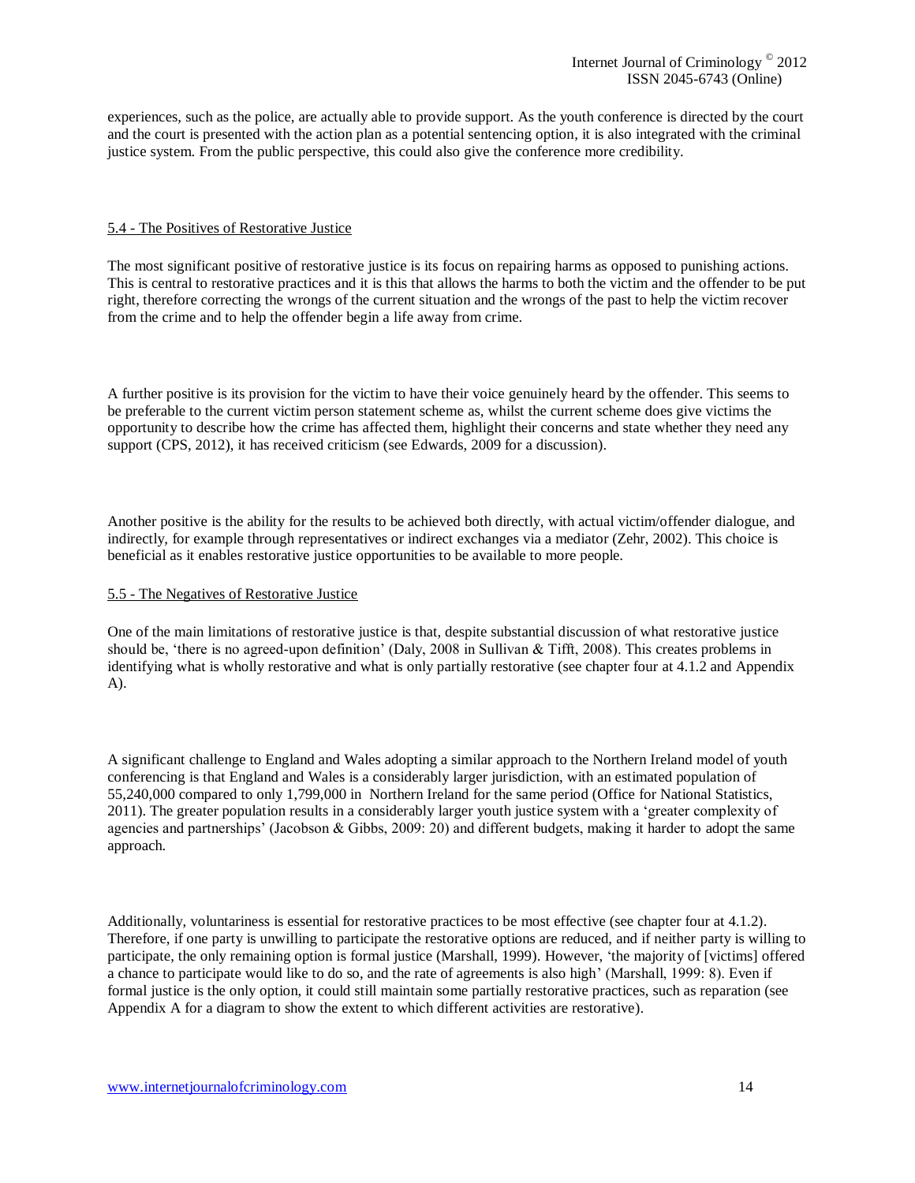experiences, such as the police, are actually able to provide support. As the youth conference is directed by the court and the court is presented with the action plan as a potential sentencing option, it is also integrated with the criminal justice system. From the public perspective, this could also give the conference more credibility.

### 5.4 - The Positives of Restorative Justice

The most significant positive of restorative justice is its focus on repairing harms as opposed to punishing actions. This is central to restorative practices and it is this that allows the harms to both the victim and the offender to be put right, therefore correcting the wrongs of the current situation and the wrongs of the past to help the victim recover from the crime and to help the offender begin a life away from crime.

A further positive is its provision for the victim to have their voice genuinely heard by the offender. This seems to be preferable to the current victim person statement scheme as, whilst the current scheme does give victims the opportunity to describe how the crime has affected them, highlight their concerns and state whether they need any support (CPS, 2012), it has received criticism (see Edwards, 2009 for a discussion).

Another positive is the ability for the results to be achieved both directly, with actual victim/offender dialogue, and indirectly, for example through representatives or indirect exchanges via a mediator (Zehr, 2002). This choice is beneficial as it enables restorative justice opportunities to be available to more people.

### 5.5 - The Negatives of Restorative Justice

One of the main limitations of restorative justice is that, despite substantial discussion of what restorative justice should be, 'there is no agreed-upon definition' (Daly, 2008 in Sullivan & Tifft, 2008). This creates problems in identifying what is wholly restorative and what is only partially restorative (see chapter four at 4.1.2 and Appendix A).

A significant challenge to England and Wales adopting a similar approach to the Northern Ireland model of youth conferencing is that England and Wales is a considerably larger jurisdiction, with an estimated population of 55,240,000 compared to only 1,799,000 in Northern Ireland for the same period (Office for National Statistics, 2011). The greater population results in a considerably larger youth justice system with a 'greater complexity of agencies and partnerships' (Jacobson & Gibbs, 2009: 20) and different budgets, making it harder to adopt the same approach.

Additionally, voluntariness is essential for restorative practices to be most effective (see chapter four at 4.1.2). Therefore, if one party is unwilling to participate the restorative options are reduced, and if neither party is willing to participate, the only remaining option is formal justice (Marshall, 1999). However, 'the majority of [victims] offered a chance to participate would like to do so, and the rate of agreements is also high' (Marshall, 1999: 8). Even if formal justice is the only option, it could still maintain some partially restorative practices, such as reparation (see Appendix A for a diagram to show the extent to which different activities are restorative).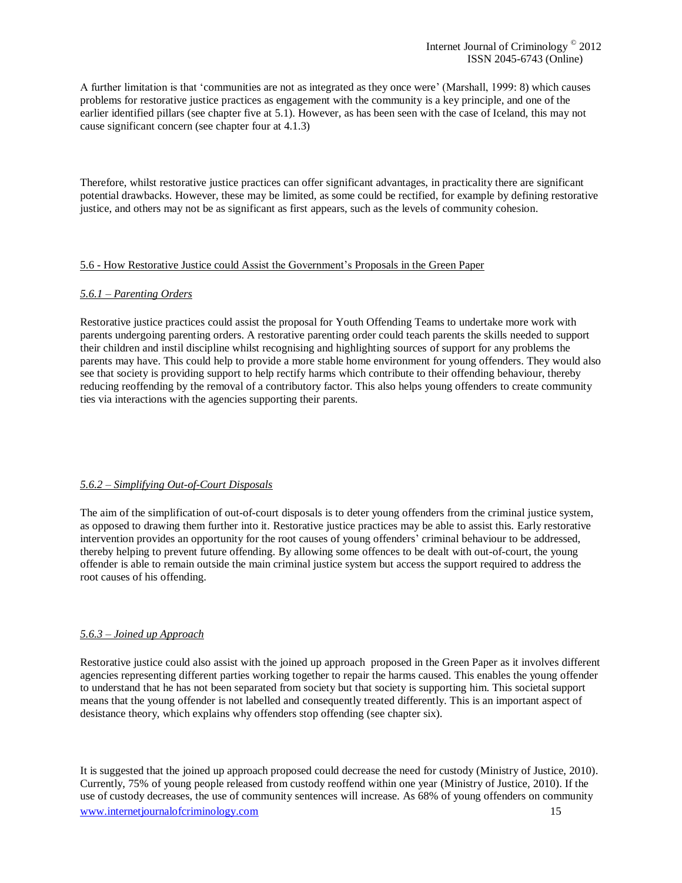A further limitation is that 'communities are not as integrated as they once were' (Marshall, 1999: 8) which causes problems for restorative justice practices as engagement with the community is a key principle, and one of the earlier identified pillars (see chapter five at 5.1). However, as has been seen with the case of Iceland, this may not cause significant concern (see chapter four at 4.1.3)

Therefore, whilst restorative justice practices can offer significant advantages, in practicality there are significant potential drawbacks. However, these may be limited, as some could be rectified, for example by defining restorative justice, and others may not be as significant as first appears, such as the levels of community cohesion.

## 5.6 - How Restorative Justice could Assist the Government's Proposals in the Green Paper

### *5.6.1 – Parenting Orders*

Restorative justice practices could assist the proposal for Youth Offending Teams to undertake more work with parents undergoing parenting orders. A restorative parenting order could teach parents the skills needed to support their children and instil discipline whilst recognising and highlighting sources of support for any problems the parents may have. This could help to provide a more stable home environment for young offenders. They would also see that society is providing support to help rectify harms which contribute to their offending behaviour, thereby reducing reoffending by the removal of a contributory factor. This also helps young offenders to create community ties via interactions with the agencies supporting their parents.

### *5.6.2 – Simplifying Out-of-Court Disposals*

The aim of the simplification of out-of-court disposals is to deter young offenders from the criminal justice system, as opposed to drawing them further into it. Restorative justice practices may be able to assist this. Early restorative intervention provides an opportunity for the root causes of young offenders' criminal behaviour to be addressed, thereby helping to prevent future offending. By allowing some offences to be dealt with out-of-court, the young offender is able to remain outside the main criminal justice system but access the support required to address the root causes of his offending.

### *5.6.3 – Joined up Approach*

Restorative justice could also assist with the joined up approach proposed in the Green Paper as it involves different agencies representing different parties working together to repair the harms caused. This enables the young offender to understand that he has not been separated from society but that society is supporting him. This societal support means that the young offender is not labelled and consequently treated differently. This is an important aspect of desistance theory, which explains why offenders stop offending (see chapter six).

It is suggested that the joined up approach proposed could decrease the need for custody (Ministry of Justice, 2010). Currently, 75% of young people released from custody reoffend within one year (Ministry of Justice, 2010). If the use of custody decreases, the use of community sentences will increase. As 68% of young offenders on community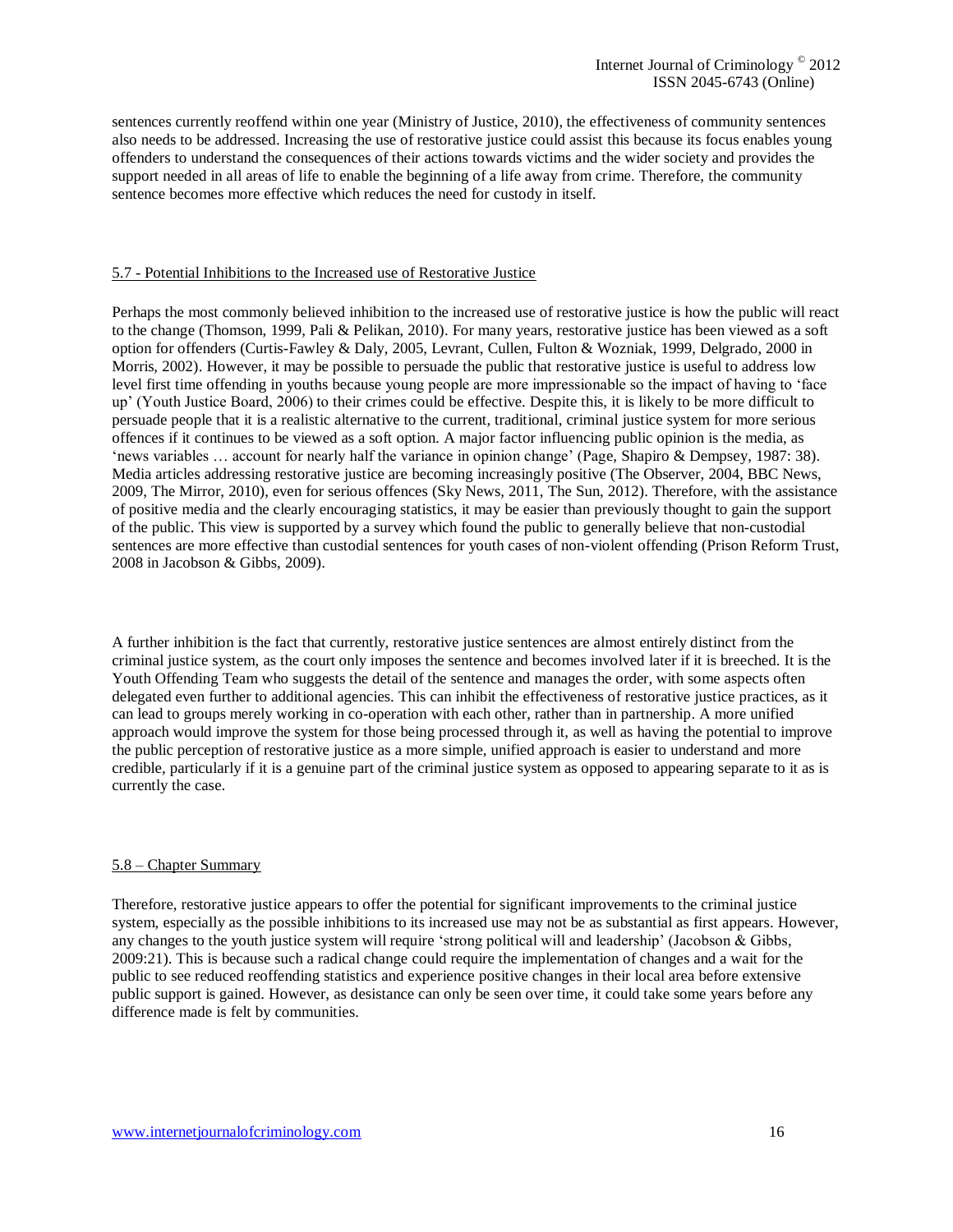sentences currently reoffend within one year (Ministry of Justice, 2010), the effectiveness of community sentences also needs to be addressed. Increasing the use of restorative justice could assist this because its focus enables young offenders to understand the consequences of their actions towards victims and the wider society and provides the support needed in all areas of life to enable the beginning of a life away from crime. Therefore, the community sentence becomes more effective which reduces the need for custody in itself.

### 5.7 - Potential Inhibitions to the Increased use of Restorative Justice

Perhaps the most commonly believed inhibition to the increased use of restorative justice is how the public will react to the change (Thomson, 1999, Pali & Pelikan, 2010). For many years, restorative justice has been viewed as a soft option for offenders (Curtis-Fawley & Daly, 2005, Levrant, Cullen, Fulton & Wozniak, 1999, Delgrado, 2000 in Morris, 2002). However, it may be possible to persuade the public that restorative justice is useful to address low level first time offending in youths because young people are more impressionable so the impact of having to 'face up' (Youth Justice Board, 2006) to their crimes could be effective. Despite this, it is likely to be more difficult to persuade people that it is a realistic alternative to the current, traditional, criminal justice system for more serious offences if it continues to be viewed as a soft option. A major factor influencing public opinion is the media, as 'news variables … account for nearly half the variance in opinion change' (Page, Shapiro & Dempsey, 1987: 38). Media articles addressing restorative justice are becoming increasingly positive (The Observer, 2004, BBC News, 2009, The Mirror, 2010), even for serious offences (Sky News, 2011, The Sun, 2012). Therefore, with the assistance of positive media and the clearly encouraging statistics, it may be easier than previously thought to gain the support of the public. This view is supported by a survey which found the public to generally believe that non-custodial sentences are more effective than custodial sentences for youth cases of non-violent offending (Prison Reform Trust, 2008 in Jacobson & Gibbs, 2009).

A further inhibition is the fact that currently, restorative justice sentences are almost entirely distinct from the criminal justice system, as the court only imposes the sentence and becomes involved later if it is breeched. It is the Youth Offending Team who suggests the detail of the sentence and manages the order, with some aspects often delegated even further to additional agencies. This can inhibit the effectiveness of restorative justice practices, as it can lead to groups merely working in co-operation with each other, rather than in partnership. A more unified approach would improve the system for those being processed through it, as well as having the potential to improve the public perception of restorative justice as a more simple, unified approach is easier to understand and more credible, particularly if it is a genuine part of the criminal justice system as opposed to appearing separate to it as is currently the case.

### 5.8 – Chapter Summary

Therefore, restorative justice appears to offer the potential for significant improvements to the criminal justice system, especially as the possible inhibitions to its increased use may not be as substantial as first appears. However, any changes to the youth justice system will require 'strong political will and leadership' (Jacobson & Gibbs, 2009:21). This is because such a radical change could require the implementation of changes and a wait for the public to see reduced reoffending statistics and experience positive changes in their local area before extensive public support is gained. However, as desistance can only be seen over time, it could take some years before any difference made is felt by communities.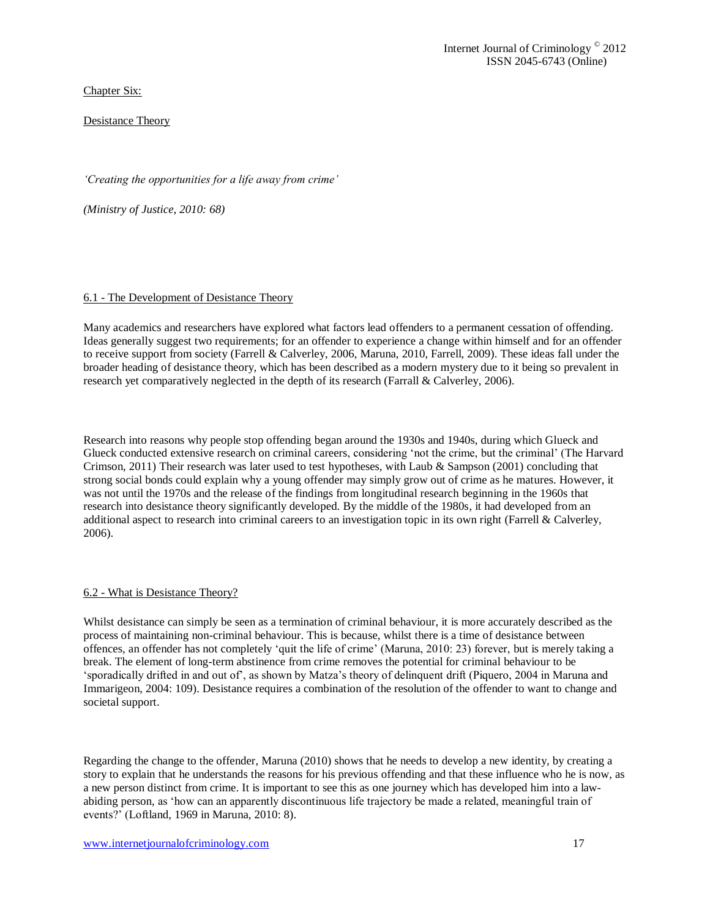## Chapter Six:

## Desistance Theory

*'Creating the opportunities for a life away from crime'*

*(Ministry of Justice, 2010: 68)*

### 6.1 - The Development of Desistance Theory

Many academics and researchers have explored what factors lead offenders to a permanent cessation of offending. Ideas generally suggest two requirements; for an offender to experience a change within himself and for an offender to receive support from society (Farrell & Calverley, 2006, Maruna, 2010, Farrell, 2009). These ideas fall under the broader heading of desistance theory, which has been described as a modern mystery due to it being so prevalent in research yet comparatively neglected in the depth of its research (Farrall & Calverley, 2006).

Research into reasons why people stop offending began around the 1930s and 1940s, during which Glueck and Glueck conducted extensive research on criminal careers, considering 'not the crime, but the criminal' (The Harvard Crimson, 2011) Their research was later used to test hypotheses, with Laub & Sampson (2001) concluding that strong social bonds could explain why a young offender may simply grow out of crime as he matures. However, it was not until the 1970s and the release of the findings from longitudinal research beginning in the 1960s that research into desistance theory significantly developed. By the middle of the 1980s, it had developed from an additional aspect to research into criminal careers to an investigation topic in its own right (Farrell & Calverley, 2006).

### 6.2 - What is Desistance Theory?

Whilst desistance can simply be seen as a termination of criminal behaviour, it is more accurately described as the process of maintaining non-criminal behaviour. This is because, whilst there is a time of desistance between offences, an offender has not completely 'quit the life of crime' (Maruna, 2010: 23) forever, but is merely taking a break. The element of long-term abstinence from crime removes the potential for criminal behaviour to be 'sporadically drifted in and out of', as shown by Matza's theory of delinquent drift (Piquero, 2004 in Maruna and Immarigeon, 2004: 109). Desistance requires a combination of the resolution of the offender to want to change and societal support.

Regarding the change to the offender, Maruna (2010) shows that he needs to develop a new identity, by creating a story to explain that he understands the reasons for his previous offending and that these influence who he is now, as a new person distinct from crime. It is important to see this as one journey which has developed him into a law-abiding person, as 'how can an apparently discontinuous life trajectory be made a related, meaningful train of events?' (Loftland, 1969 in Maruna, 2010: 8).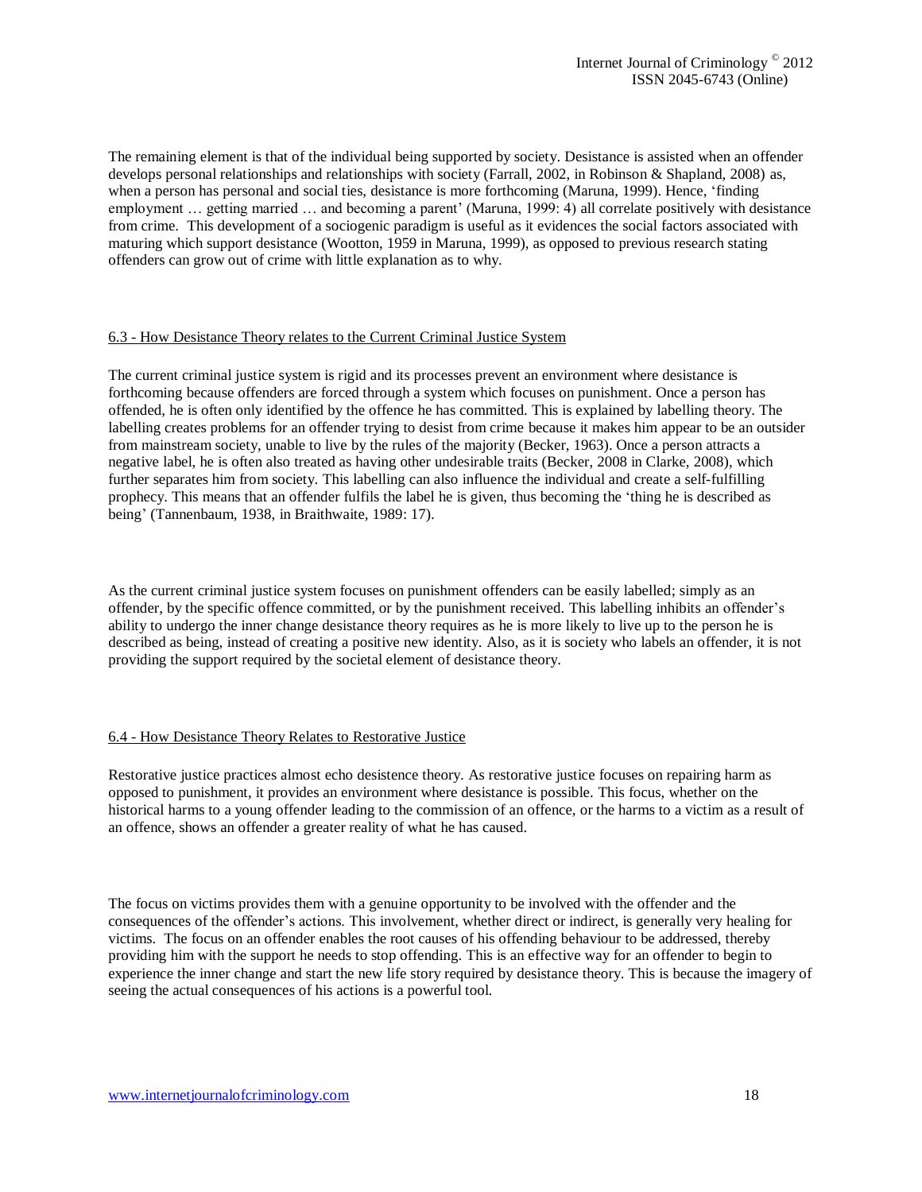The remaining element is that of the individual being supported by society. Desistance is assisted when an offender develops personal relationships and relationships with society (Farrall, 2002, in Robinson & Shapland, 2008) as, when a person has personal and social ties, desistance is more forthcoming (Maruna, 1999). Hence, 'finding employment … getting married … and becoming a parent' (Maruna, 1999: 4) all correlate positively with desistance from crime. This development of a sociogenic paradigm is useful as it evidences the social factors associated with maturing which support desistance (Wootton, 1959 in Maruna, 1999), as opposed to previous research stating offenders can grow out of crime with little explanation as to why.

### 6.3 - How Desistance Theory relates to the Current Criminal Justice System

The current criminal justice system is rigid and its processes prevent an environment where desistance is forthcoming because offenders are forced through a system which focuses on punishment. Once a person has offended, he is often only identified by the offence he has committed. This is explained by labelling theory. The labelling creates problems for an offender trying to desist from crime because it makes him appear to be an outsider from mainstream society, unable to live by the rules of the majority (Becker, 1963). Once a person attracts a negative label, he is often also treated as having other undesirable traits (Becker, 2008 in Clarke, 2008), which further separates him from society. This labelling can also influence the individual and create a self-fulfilling prophecy. This means that an offender fulfils the label he is given, thus becoming the 'thing he is described as being' (Tannenbaum, 1938, in Braithwaite, 1989: 17).

As the current criminal justice system focuses on punishment offenders can be easily labelled; simply as an offender, by the specific offence committed, or by the punishment received. This labelling inhibits an offender's ability to undergo the inner change desistance theory requires as he is more likely to live up to the person he is described as being, instead of creating a positive new identity. Also, as it is society who labels an offender, it is not providing the support required by the societal element of desistance theory.

### 6.4 - How Desistance Theory Relates to Restorative Justice

Restorative justice practices almost echo desistence theory. As restorative justice focuses on repairing harm as opposed to punishment, it provides an environment where desistance is possible. This focus, whether on the historical harms to a young offender leading to the commission of an offence, or the harms to a victim as a result of an offence, shows an offender a greater reality of what he has caused.

The focus on victims provides them with a genuine opportunity to be involved with the offender and the consequences of the offender's actions. This involvement, whether direct or indirect, is generally very healing for victims. The focus on an offender enables the root causes of his offending behaviour to be addressed, thereby providing him with the support he needs to stop offending. This is an effective way for an offender to begin to experience the inner change and start the new life story required by desistance theory. This is because the imagery of seeing the actual consequences of his actions is a powerful tool.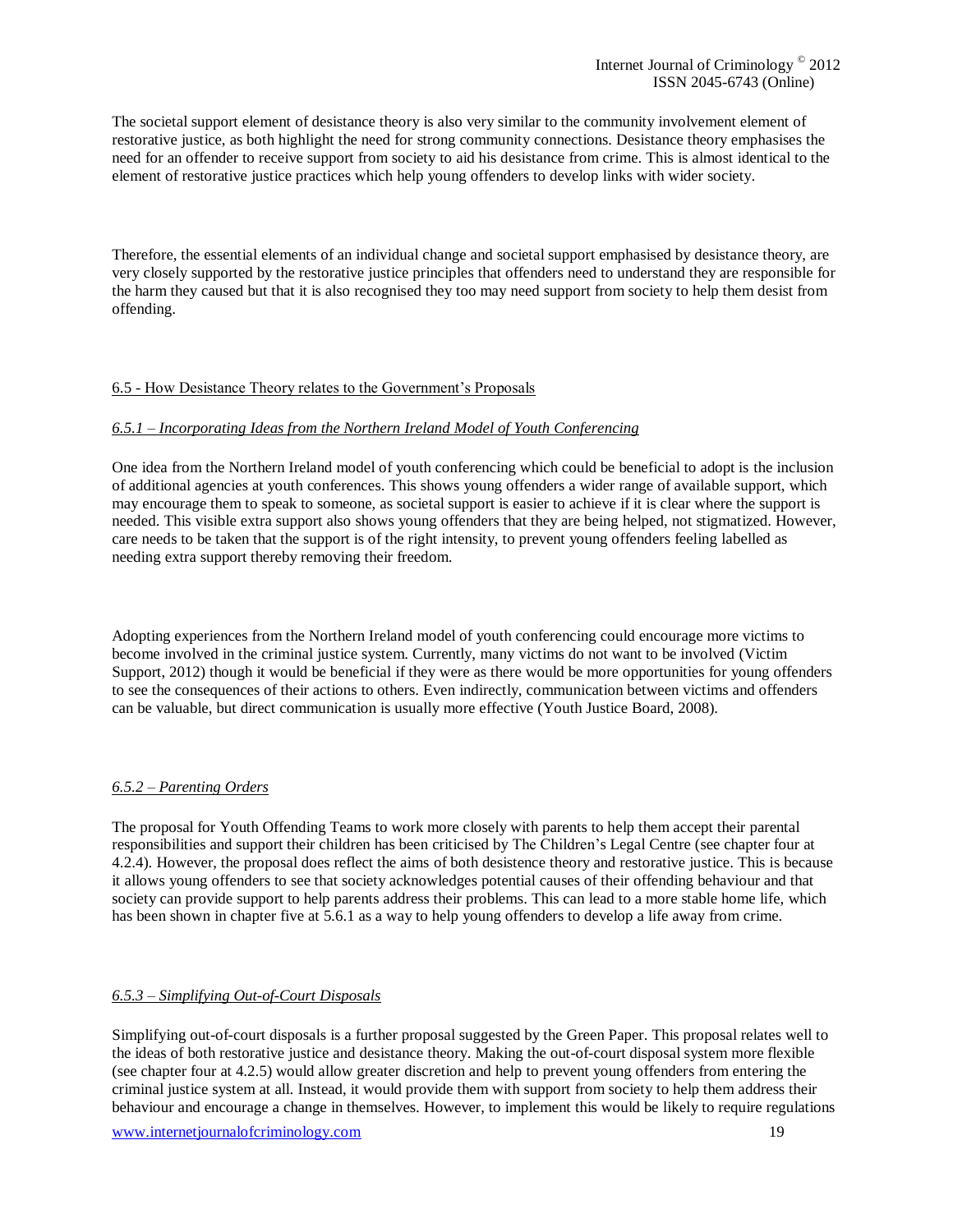The societal support element of desistance theory is also very similar to the community involvement element of restorative justice, as both highlight the need for strong community connections. Desistance theory emphasises the need for an offender to receive support from society to aid his desistance from crime. This is almost identical to the element of restorative justice practices which help young offenders to develop links with wider society.

Therefore, the essential elements of an individual change and societal support emphasised by desistance theory, are very closely supported by the restorative justice principles that offenders need to understand they are responsible for the harm they caused but that it is also recognised they too may need support from society to help them desist from offending.

## 6.5 - How Desistance Theory relates to the Government's Proposals

### *6.5.1 – Incorporating Ideas from the Northern Ireland Model of Youth Conferencing*

One idea from the Northern Ireland model of youth conferencing which could be beneficial to adopt is the inclusion of additional agencies at youth conferences. This shows young offenders a wider range of available support, which may encourage them to speak to someone, as societal support is easier to achieve if it is clear where the support is needed. This visible extra support also shows young offenders that they are being helped, not stigmatized. However, care needs to be taken that the support is of the right intensity, to prevent young offenders feeling labelled as needing extra support thereby removing their freedom.

Adopting experiences from the Northern Ireland model of youth conferencing could encourage more victims to become involved in the criminal justice system. Currently, many victims do not want to be involved (Victim Support, 2012) though it would be beneficial if they were as there would be more opportunities for young offenders to see the consequences of their actions to others. Even indirectly, communication between victims and offenders can be valuable, but direct communication is usually more effective (Youth Justice Board, 2008).

### *6.5.2 – Parenting Orders*

The proposal for Youth Offending Teams to work more closely with parents to help them accept their parental responsibilities and support their children has been criticised by The Children's Legal Centre (see chapter four at 4.2.4). However, the proposal does reflect the aims of both desistence theory and restorative justice. This is because it allows young offenders to see that society acknowledges potential causes of their offending behaviour and that society can provide support to help parents address their problems. This can lead to a more stable home life, which has been shown in chapter five at 5.6.1 as a way to help young offenders to develop a life away from crime.

### *6.5.3 – Simplifying Out-of-Court Disposals*

Simplifying out-of-court disposals is a further proposal suggested by the Green Paper. This proposal relates well to the ideas of both restorative justice and desistance theory. Making the out-of-court disposal system more flexible (see chapter four at 4.2.5) would allow greater discretion and help to prevent young offenders from entering the criminal justice system at all. Instead, it would provide them with support from society to help them address their behaviour and encourage a change in themselves. However, to implement this would be likely to require regulations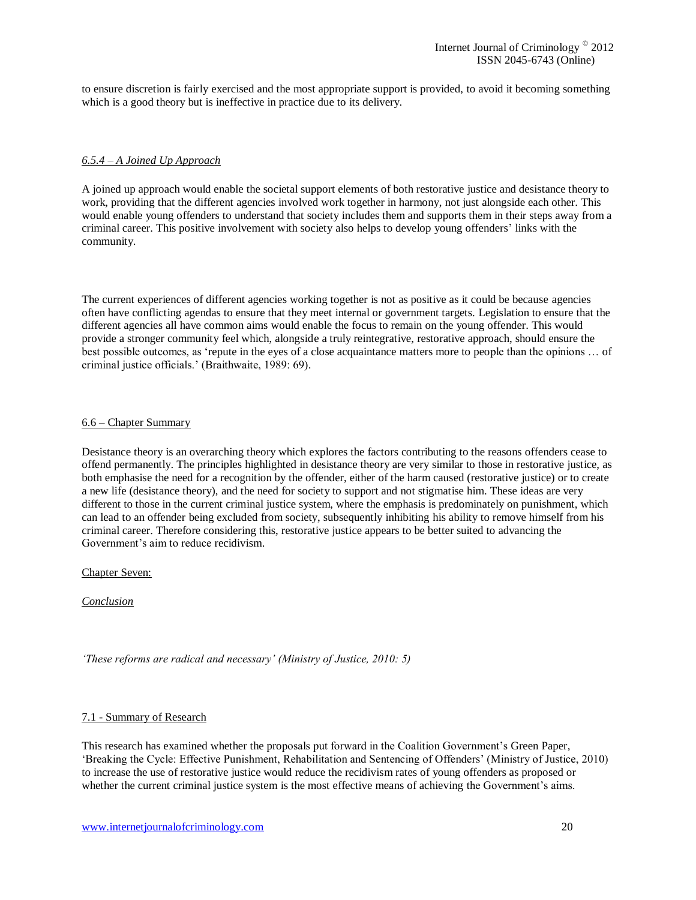to ensure discretion is fairly exercised and the most appropriate support is provided, to avoid it becoming something which is a good theory but is ineffective in practice due to its delivery.

#### *6.5.4 – A Joined Up Approach*

A joined up approach would enable the societal support elements of both restorative justice and desistance theory to work, providing that the different agencies involved work together in harmony, not just alongside each other. This would enable young offenders to understand that society includes them and supports them in their steps away from a criminal career. This positive involvement with society also helps to develop young offenders' links with the community.

The current experiences of different agencies working together is not as positive as it could be because agencies often have conflicting agendas to ensure that they meet internal or government targets. Legislation to ensure that the different agencies all have common aims would enable the focus to remain on the young offender. This would provide a stronger community feel which, alongside a truly reintegrative, restorative approach, should ensure the best possible outcomes, as 'repute in the eyes of a close acquaintance matters more to people than the opinions … of criminal justice officials.' (Braithwaite, 1989: 69).

### 6.6 – Chapter Summary

Desistance theory is an overarching theory which explores the factors contributing to the reasons offenders cease to offend permanently. The principles highlighted in desistance theory are very similar to those in restorative justice, as both emphasise the need for a recognition by the offender, either of the harm caused (restorative justice) or to create a new life (desistance theory), and the need for society to support and not stigmatise him. These ideas are very different to those in the current criminal justice system, where the emphasis is predominately on punishment, which can lead to an offender being excluded from society, subsequently inhibiting his ability to remove himself from his criminal career. Therefore considering this, restorative justice appears to be better suited to advancing the Government's aim to reduce recidivism.

## Chapter Seven:

## *Conclusion*

*'These reforms are radical and necessary' (Ministry of Justice, 2010: 5)*

### 7.1 - Summary of Research

This research has examined whether the proposals put forward in the Coalition Government's Green Paper, 'Breaking the Cycle: Effective Punishment, Rehabilitation and Sentencing of Offenders' (Ministry of Justice, 2010) to increase the use of restorative justice would reduce the recidivism rates of young offenders as proposed or whether the current criminal justice system is the most effective means of achieving the Government's aims.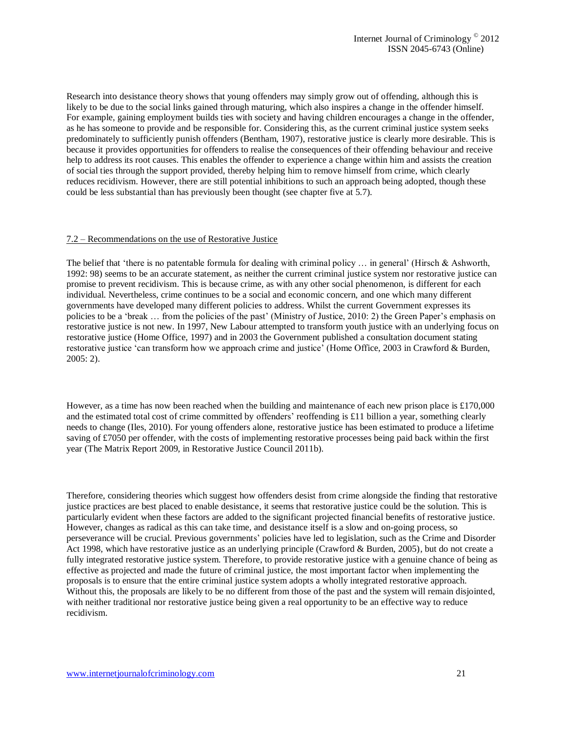Research into desistance theory shows that young offenders may simply grow out of offending, although this is likely to be due to the social links gained through maturing, which also inspires a change in the offender himself. For example, gaining employment builds ties with society and having children encourages a change in the offender, as he has someone to provide and be responsible for. Considering this, as the current criminal justice system seeks predominately to sufficiently punish offenders (Bentham, 1907), restorative justice is clearly more desirable. This is because it provides opportunities for offenders to realise the consequences of their offending behaviour and receive help to address its root causes. This enables the offender to experience a change within him and assists the creation of social ties through the support provided, thereby helping him to remove himself from crime, which clearly reduces recidivism. However, there are still potential inhibitions to such an approach being adopted, though these could be less substantial than has previously been thought (see chapter five at 5.7).

## 7.2 – Recommendations on the use of Restorative Justice

The belief that 'there is no patentable formula for dealing with criminal policy … in general' (Hirsch & Ashworth, 1992: 98) seems to be an accurate statement, as neither the current criminal justice system nor restorative justice can promise to prevent recidivism. This is because crime, as with any other social phenomenon, is different for each individual. Nevertheless, crime continues to be a social and economic concern, and one which many different governments have developed many different policies to address. Whilst the current Government expresses its policies to be a 'break … from the policies of the past' (Ministry of Justice, 2010: 2) the Green Paper's emphasis on restorative justice is not new. In 1997, New Labour attempted to transform youth justice with an underlying focus on restorative justice (Home Office, 1997) and in 2003 the Government published a consultation document stating restorative justice 'can transform how we approach crime and justice' (Home Office, 2003 in Crawford & Burden, 2005: 2).

However, as a time has now been reached when the building and maintenance of each new prison place is £170,000 and the estimated total cost of crime committed by offenders' reoffending is £11 billion a year, something clearly needs to change (Iles, 2010). For young offenders alone, restorative justice has been estimated to produce a lifetime saving of £7050 per offender, with the costs of implementing restorative processes being paid back within the first year (The Matrix Report 2009, in Restorative Justice Council 2011b).

Therefore, considering theories which suggest how offenders desist from crime alongside the finding that restorative justice practices are best placed to enable desistance, it seems that restorative justice could be the solution. This is particularly evident when these factors are added to the significant projected financial benefits of restorative justice. However, changes as radical as this can take time, and desistance itself is a slow and on-going process, so perseverance will be crucial. Previous governments' policies have led to legislation, such as the Crime and Disorder Act 1998, which have restorative justice as an underlying principle (Crawford & Burden, 2005), but do not create a fully integrated restorative justice system. Therefore, to provide restorative justice with a genuine chance of being as effective as projected and made the future of criminal justice, the most important factor when implementing the proposals is to ensure that the entire criminal justice system adopts a wholly integrated restorative approach. Without this, the proposals are likely to be no different from those of the past and the system will remain disjointed, with neither traditional nor restorative justice being given a real opportunity to be an effective way to reduce recidivism.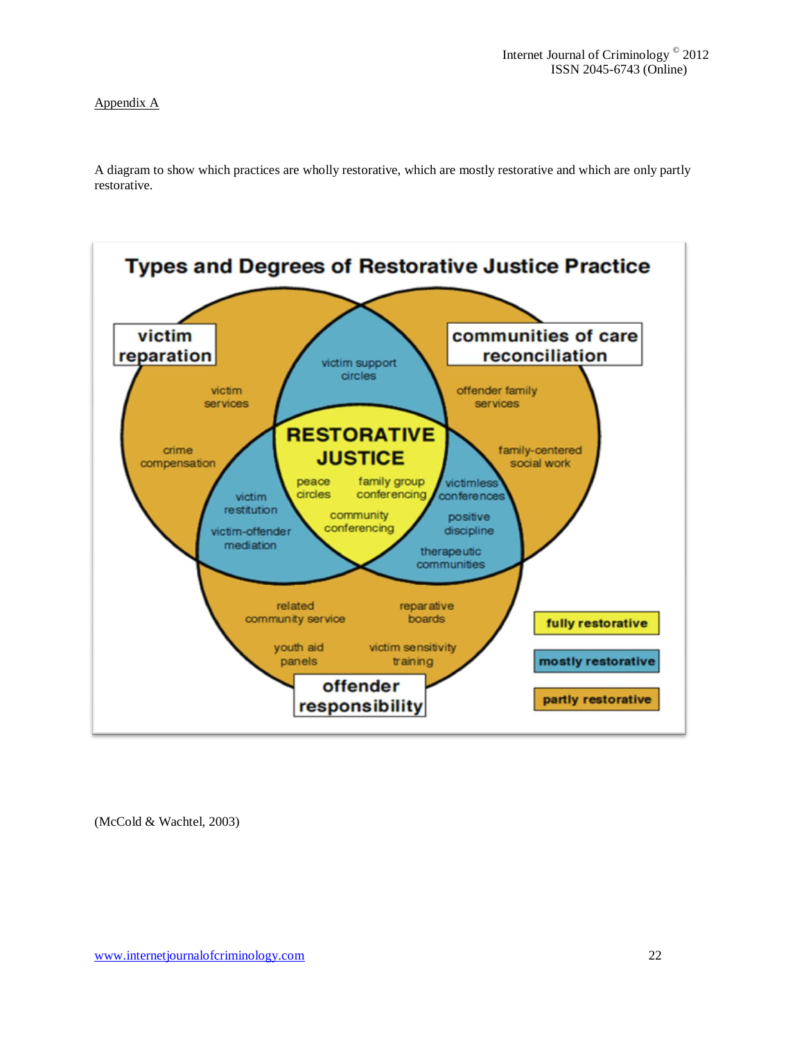Appendix A

A diagram to show which practices are wholly restorative, which are mostly restorative and which are only partly restorative.

Types and Degrees of Restorative Justice Practice

victim reparation

communities of care reconciliation

offender responsibility

victim services

crime compensation

victim support circles

offender family services

family-centered social work

RESTORATIVE JUSTICE

peace circles

family group conferencing

community conferencing

victim restitution

victim-offender mediation

victimless conferences

positive discipline

therapeutic communities

related community service

reparative boards

youth aid panels

victim sensitivity training

fully restorative

mostly restorative

partly restorative

(McCold & Wachtel, 2003)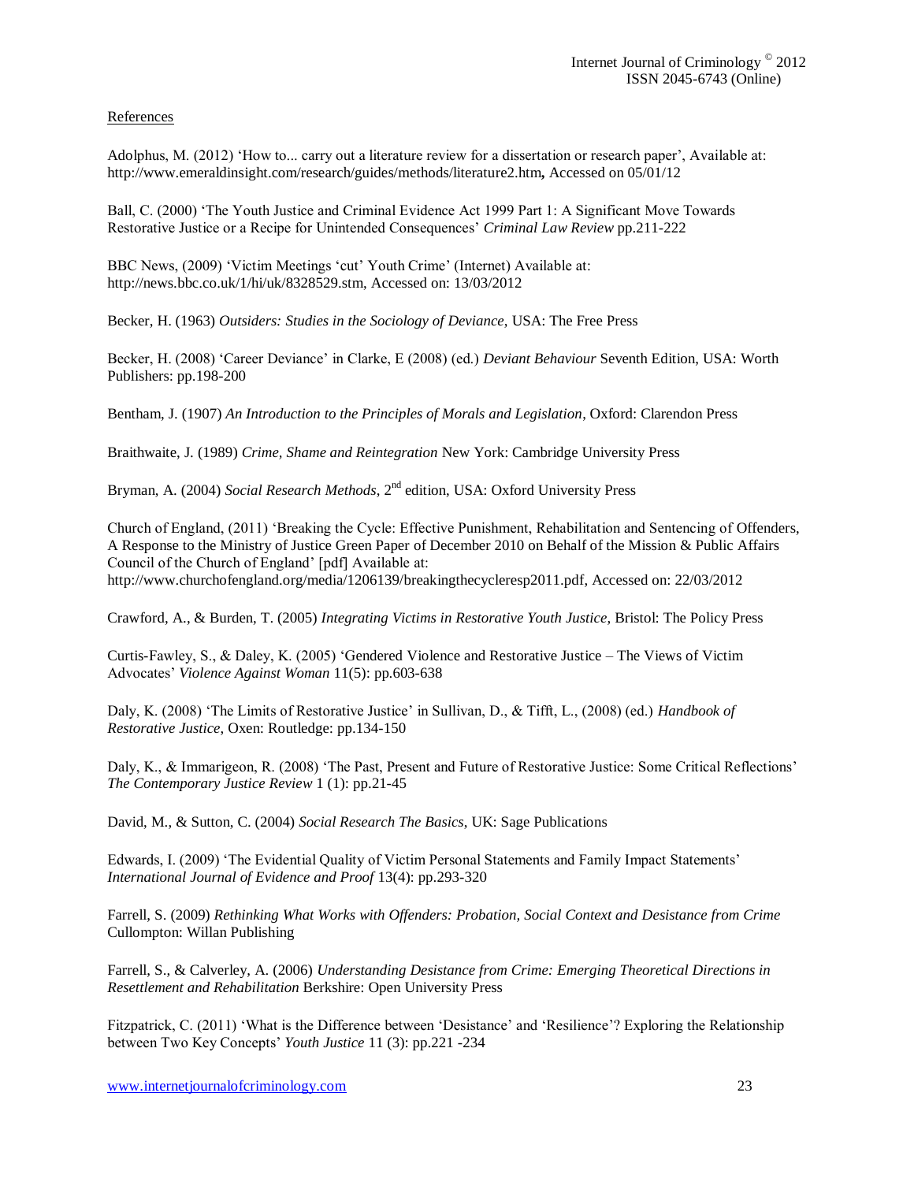References

Adolphus, M. (2012) 'How to... carry out a literature review for a dissertation or research paper', Available at: http://www.emeraldinsight.com/research/guides/methods/literature2.htm, Accessed on 05/01/12

Ball, C. (2000) 'The Youth Justice and Criminal Evidence Act 1999 Part 1: A Significant Move Towards Restorative Justice or a Recipe for Unintended Consequences' *Criminal Law Review* pp.211-222

BBC News, (2009) 'Victim Meetings 'cut' Youth Crime' (Internet) Available at: http://news.bbc.co.uk/1/hi/uk/8328529.stm, Accessed on: 13/03/2012

Becker, H. (1963) *Outsiders: Studies in the Sociology of Deviance*, USA: The Free Press

Becker, H. (2008) 'Career Deviance' in Clarke, E (2008) (ed.) *Deviant Behaviour* Seventh Edition, USA: Worth Publishers: pp.198-200

Bentham, J. (1907) *An Introduction to the Principles of Morals and Legislation*, Oxford: Clarendon Press

Braithwaite, J. (1989) *Crime, Shame and Reintegration* New York: Cambridge University Press

Bryman, A. (2004) *Social Research Methods*, 2nd edition, USA: Oxford University Press

Church of England, (2011) 'Breaking the Cycle: Effective Punishment, Rehabilitation and Sentencing of Offenders, A Response to the Ministry of Justice Green Paper of December 2010 on Behalf of the Mission & Public Affairs Council of the Church of England' [pdf] Available at: http://www.churchofengland.org/media/1206139/breakingthecycleresp2011.pdf, Accessed on: 22/03/2012

Crawford, A., & Burden, T. (2005) *Integrating Victims in Restorative Youth Justice*, Bristol: The Policy Press

Curtis-Fawley, S., & Daley, K. (2005) 'Gendered Violence and Restorative Justice – The Views of Victim Advocates' *Violence Against Woman* 11(5): pp.603-638

Daly, K. (2008) 'The Limits of Restorative Justice' in Sullivan, D., & Tifft, L., (2008) (ed.) *Handbook of Restorative Justice*, Oxen: Routledge: pp.134-150

Daly, K., & Immarigeon, R. (2008) 'The Past, Present and Future of Restorative Justice: Some Critical Reflections' *The Contemporary Justice Review* 1 (1): pp.21-45

David, M., & Sutton, C. (2004) *Social Research The Basics*, UK: Sage Publications

Edwards, I. (2009) 'The Evidential Quality of Victim Personal Statements and Family Impact Statements' *International Journal of Evidence and Proof* 13(4): pp.293-320

Farrell, S. (2009) *Rethinking What Works with Offenders: Probation, Social Context and Desistance from Crime* Cullompton: Willan Publishing

Farrell, S., & Calverley, A. (2006) *Understanding Desistance from Crime: Emerging Theoretical Directions in Resettlement and Rehabilitation* Berkshire: Open University Press

Fitzpatrick, C. (2011) 'What is the Difference between 'Desistance' and 'Resilience'? Exploring the Relationship between Two Key Concepts' *Youth Justice* 11 (3): pp.221 -234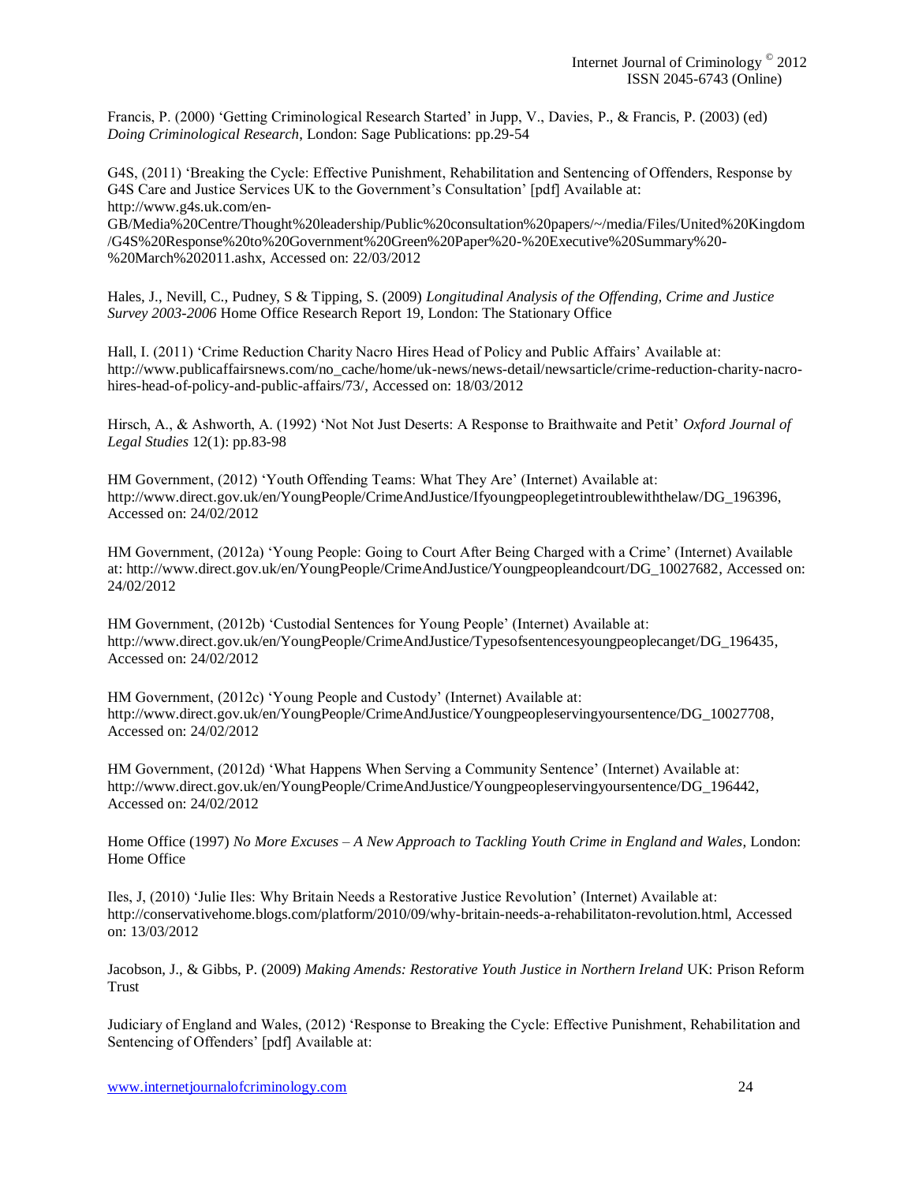Francis, P. (2000) 'Getting Criminological Research Started' in Jupp, V., Davies, P., & Francis, P. (2003) (ed) *Doing Criminological Research*, London: Sage Publications: pp.29-54

G4S, (2011) 'Breaking the Cycle: Effective Punishment, Rehabilitation and Sentencing of Offenders, Response by G4S Care and Justice Services UK to the Government's Consultation' [pdf] Available at: http://www.g4s.uk.com/en-GB/Media%20Centre/Thought%20leadership/Public%20consultation%20papers/~/media/Files/United%20Kingdom/G4S%20Response%20to%20Government%20Green%20Paper%20-%20Executive%20Summary%20-%20March%202011.ashx, Accessed on: 22/03/2012

Hales, J., Nevill, C., Pudney, S & Tipping, S. (2009) *Longitudinal Analysis of the Offending, Crime and Justice Survey 2003-2006* Home Office Research Report 19, London: The Stationary Office

Hall, I. (2011) 'Crime Reduction Charity Nacro Hires Head of Policy and Public Affairs' Available at: http://www.publicaffairsnews.com/no_cache/home/uk-news/news-detail/newsarticle/crime-reduction-charity-nacro-hires-head-of-policy-and-public-affairs/73/, Accessed on: 18/03/2012

Hirsch, A., & Ashworth, A. (1992) 'Not Not Just Deserts: A Response to Braithwaite and Petit' *Oxford Journal of Legal Studies* 12(1): pp.83-98

HM Government, (2012) 'Youth Offending Teams: What They Are' (Internet) Available at: http://www.direct.gov.uk/en/YoungPeople/CrimeAndJustice/Ifyoungpeoplegetintroublewiththelaw/DG_196396, Accessed on: 24/02/2012

HM Government, (2012a) 'Young People: Going to Court After Being Charged with a Crime' (Internet) Available at: http://www.direct.gov.uk/en/YoungPeople/CrimeAndJustice/Youngpeopleandcourt/DG_10027682, Accessed on: 24/02/2012

HM Government, (2012b) 'Custodial Sentences for Young People' (Internet) Available at: http://www.direct.gov.uk/en/YoungPeople/CrimeAndJustice/Typesofsentencesyoungpeoplecanget/DG_196435, Accessed on: 24/02/2012

HM Government, (2012c) 'Young People and Custody' (Internet) Available at: http://www.direct.gov.uk/en/YoungPeople/CrimeAndJustice/Youngpeopleservingyoursentence/DG_10027708, Accessed on: 24/02/2012

HM Government, (2012d) 'What Happens When Serving a Community Sentence' (Internet) Available at: http://www.direct.gov.uk/en/YoungPeople/CrimeAndJustice/Youngpeopleservingyoursentence/DG_196442, Accessed on: 24/02/2012

Home Office (1997) *No More Excuses – A New Approach to Tackling Youth Crime in England and Wales*, London: Home Office

Iles, J, (2010) 'Julie Iles: Why Britain Needs a Restorative Justice Revolution' (Internet) Available at: http://conservativehome.blogs.com/platform/2010/09/why-britain-needs-a-rehabilitaton-revolution.html, Accessed on: 13/03/2012

Jacobson, J., & Gibbs, P. (2009) *Making Amends: Restorative Youth Justice in Northern Ireland* UK: Prison Reform Trust

Judiciary of England and Wales, (2012) 'Response to Breaking the Cycle: Effective Punishment, Rehabilitation and Sentencing of Offenders' [pdf] Available at: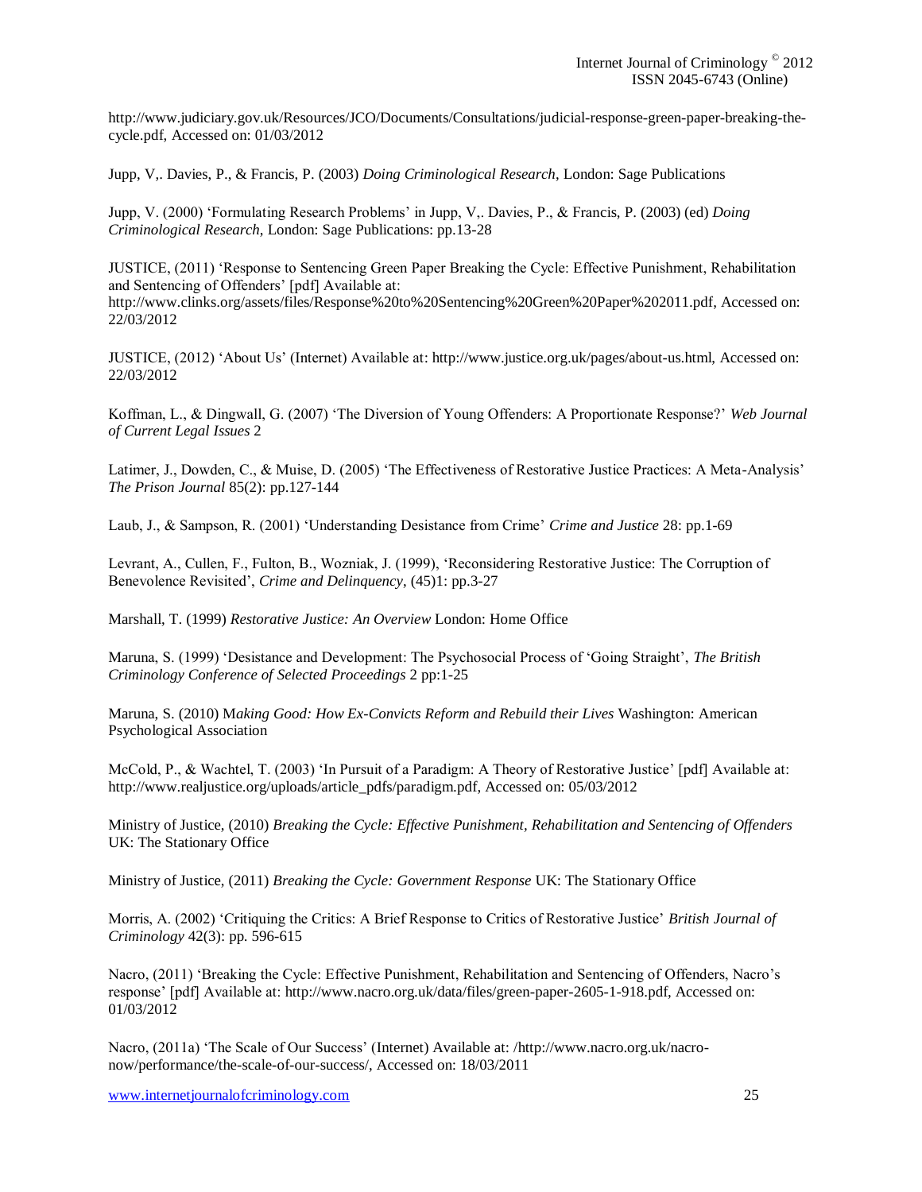http://www.judiciary.gov.uk/Resources/JCO/Documents/Consultations/judicial-response-green-paper-breaking-the-cycle.pdf, Accessed on: 01/03/2012

Jupp, V,. Davies, P., & Francis, P. (2003) *Doing Criminological Research*, London: Sage Publications

Jupp, V. (2000) 'Formulating Research Problems' in Jupp, V,. Davies, P., & Francis, P. (2003) (ed) *Doing Criminological Research*, London: Sage Publications: pp.13-28

JUSTICE, (2011) 'Response to Sentencing Green Paper Breaking the Cycle: Effective Punishment, Rehabilitation and Sentencing of Offenders' [pdf] Available at: http://www.clinks.org/assets/files/Response%20to%20Sentencing%20Green%20Paper%202011.pdf, Accessed on: 22/03/2012

JUSTICE, (2012) 'About Us' (Internet) Available at: http://www.justice.org.uk/pages/about-us.html, Accessed on: 22/03/2012

Koffman, L., & Dingwall, G. (2007) 'The Diversion of Young Offenders: A Proportionate Response?' *Web Journal of Current Legal Issues* 2

Latimer, J., Dowden, C., & Muise, D. (2005) 'The Effectiveness of Restorative Justice Practices: A Meta-Analysis' *The Prison Journal* 85(2): pp.127-144

Laub, J., & Sampson, R. (2001) 'Understanding Desistance from Crime' *Crime and Justice* 28: pp.1-69

Levrant, A., Cullen, F., Fulton, B., Wozniak, J. (1999), 'Reconsidering Restorative Justice: The Corruption of Benevolence Revisited', *Crime and Delinquency*, (45)1: pp.3-27

Marshall, T. (1999) *Restorative Justice: An Overview* London: Home Office

Maruna, S. (1999) 'Desistance and Development: The Psychosocial Process of 'Going Straight', *The British Criminology Conference of Selected Proceedings* 2 pp:1-25

Maruna, S. (2010) M*aking Good: How Ex-Convicts Reform and Rebuild their Lives* Washington: American Psychological Association

McCold, P., & Wachtel, T. (2003) 'In Pursuit of a Paradigm: A Theory of Restorative Justice' [pdf] Available at: http://www.realjustice.org/uploads/article_pdfs/paradigm.pdf, Accessed on: 05/03/2012

Ministry of Justice, (2010) *Breaking the Cycle: Effective Punishment, Rehabilitation and Sentencing of Offenders* UK: The Stationary Office

Ministry of Justice, (2011) *Breaking the Cycle: Government Response* UK: The Stationary Office

Morris, A. (2002) 'Critiquing the Critics: A Brief Response to Critics of Restorative Justice' *British Journal of Criminology* 42(3): pp. 596-615

Nacro, (2011) 'Breaking the Cycle: Effective Punishment, Rehabilitation and Sentencing of Offenders, Nacro's response' [pdf] Available at: http://www.nacro.org.uk/data/files/green-paper-2605-1-918.pdf, Accessed on: 01/03/2012

Nacro, (2011a) 'The Scale of Our Success' (Internet) Available at: /http://www.nacro.org.uk/nacro-now/performance/the-scale-of-our-success/, Accessed on: 18/03/2011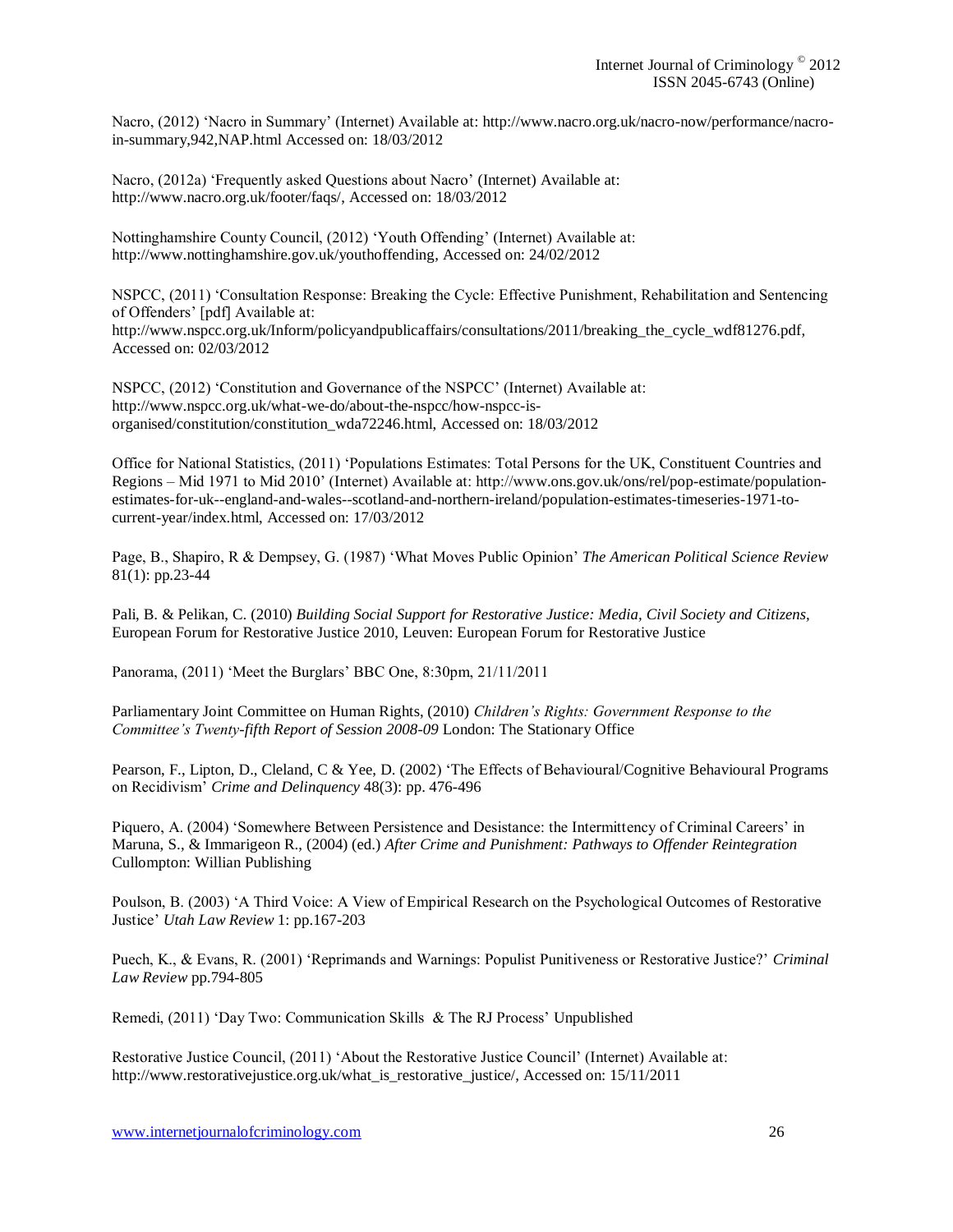Nacro, (2012) 'Nacro in Summary' (Internet) Available at: http://www.nacro.org.uk/nacro-now/performance/nacro-in-summary,942,NAP.html Accessed on: 18/03/2012

Nacro, (2012a) 'Frequently asked Questions about Nacro' (Internet) Available at: http://www.nacro.org.uk/footer/faqs/, Accessed on: 18/03/2012

Nottinghamshire County Council, (2012) 'Youth Offending' (Internet) Available at: http://www.nottinghamshire.gov.uk/youthoffending, Accessed on: 24/02/2012

NSPCC, (2011) 'Consultation Response: Breaking the Cycle: Effective Punishment, Rehabilitation and Sentencing of Offenders' [pdf] Available at: http://www.nspcc.org.uk/Inform/policyandpublicaffairs/consultations/2011/breaking_the_cycle_wdf81276.pdf, Accessed on: 02/03/2012

NSPCC, (2012) 'Constitution and Governance of the NSPCC' (Internet) Available at: http://www.nspcc.org.uk/what-we-do/about-the-nspcc/how-nspcc-is-organised/constitution/constitution_wda72246.html, Accessed on: 18/03/2012

Office for National Statistics, (2011) 'Populations Estimates: Total Persons for the UK, Constituent Countries and Regions – Mid 1971 to Mid 2010' (Internet) Available at: http://www.ons.gov.uk/ons/rel/pop-estimate/population-estimates-for-uk--england-and-wales--scotland-and-northern-ireland/population-estimates-timeseries-1971-to-current-year/index.html, Accessed on: 17/03/2012

Page, B., Shapiro, R & Dempsey, G. (1987) 'What Moves Public Opinion' *The American Political Science Review* 81(1): pp.23-44

Pali, B. & Pelikan, C. (2010) *Building Social Support for Restorative Justice: Media, Civil Society and Citizens*, European Forum for Restorative Justice 2010, Leuven: European Forum for Restorative Justice

Panorama, (2011) 'Meet the Burglars' BBC One, 8:30pm, 21/11/2011

Parliamentary Joint Committee on Human Rights, (2010) *Children's Rights: Government Response to the Committee's Twenty-fifth Report of Session 2008-09* London: The Stationary Office

Pearson, F., Lipton, D., Cleland, C & Yee, D. (2002) 'The Effects of Behavioural/Cognitive Behavioural Programs on Recidivism' *Crime and Delinquency* 48(3): pp. 476-496

Piquero, A. (2004) 'Somewhere Between Persistence and Desistance: the Intermittency of Criminal Careers' in Maruna, S., & Immarigeon R., (2004) (ed.) *After Crime and Punishment: Pathways to Offender Reintegration* Cullompton: Willian Publishing

Poulson, B. (2003) 'A Third Voice: A View of Empirical Research on the Psychological Outcomes of Restorative Justice' *Utah Law Review* 1: pp.167-203

Puech, K., & Evans, R. (2001) 'Reprimands and Warnings: Populist Punitiveness or Restorative Justice?' *Criminal Law Review* pp.794-805

Remedi, (2011) 'Day Two: Communication Skills & The RJ Process' Unpublished

Restorative Justice Council, (2011) 'About the Restorative Justice Council' (Internet) Available at: http://www.restorativejustice.org.uk/what_is_restorative_justice/, Accessed on: 15/11/2011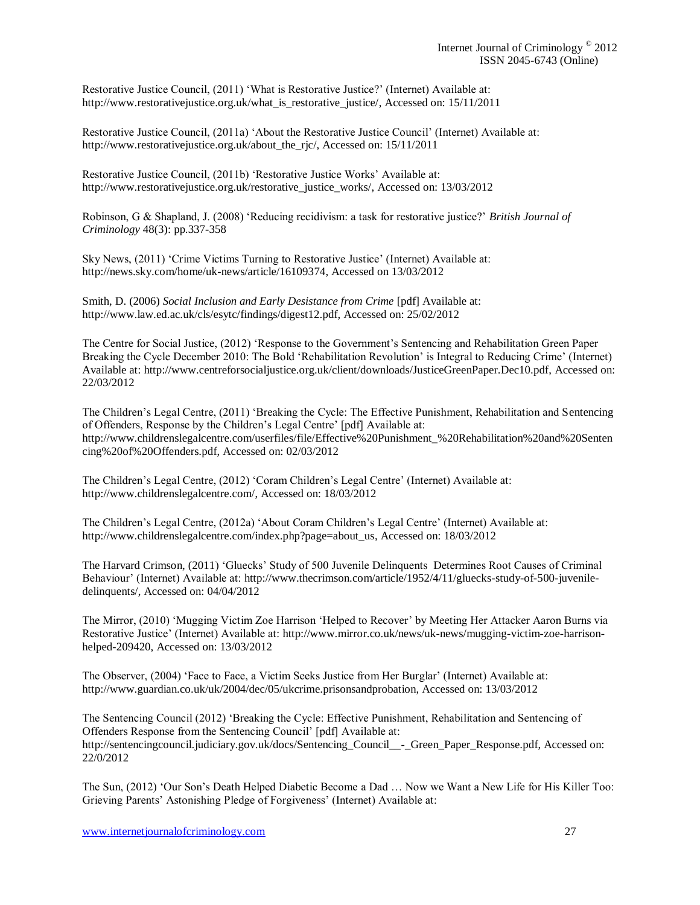Restorative Justice Council, (2011) 'What is Restorative Justice?' (Internet) Available at: http://www.restorativejustice.org.uk/what_is_restorative_justice/, Accessed on: 15/11/2011

Restorative Justice Council, (2011a) 'About the Restorative Justice Council' (Internet) Available at: http://www.restorativejustice.org.uk/about_the_rjc/, Accessed on: 15/11/2011

Restorative Justice Council, (2011b) 'Restorative Justice Works' Available at: http://www.restorativejustice.org.uk/restorative_justice_works/, Accessed on: 13/03/2012

Robinson, G & Shapland, J. (2008) 'Reducing recidivism: a task for restorative justice?' *British Journal of Criminology* 48(3): pp.337-358

Sky News, (2011) 'Crime Victims Turning to Restorative Justice' (Internet) Available at: http://news.sky.com/home/uk-news/article/16109374, Accessed on 13/03/2012

Smith, D. (2006) *Social Inclusion and Early Desistance from Crime* [pdf] Available at: http://www.law.ed.ac.uk/cls/esytc/findings/digest12.pdf, Accessed on: 25/02/2012

The Centre for Social Justice, (2012) 'Response to the Government's Sentencing and Rehabilitation Green Paper Breaking the Cycle December 2010: The Bold 'Rehabilitation Revolution' is Integral to Reducing Crime' (Internet) Available at: http://www.centreforsocialjustice.org.uk/client/downloads/JusticeGreenPaper.Dec10.pdf, Accessed on: 22/03/2012

The Children's Legal Centre, (2011) 'Breaking the Cycle: The Effective Punishment, Rehabilitation and Sentencing of Offenders, Response by the Children's Legal Centre' [pdf] Available at: http://www.childrenslegalcentre.com/userfiles/file/Effective%20Punishment_%20Rehabilitation%20and%20Sentencing%20of%20Offenders.pdf, Accessed on: 02/03/2012

The Children's Legal Centre, (2012) 'Coram Children's Legal Centre' (Internet) Available at: http://www.childrenslegalcentre.com/, Accessed on: 18/03/2012

The Children's Legal Centre, (2012a) 'About Coram Children's Legal Centre' (Internet) Available at: http://www.childrenslegalcentre.com/index.php?page=about_us, Accessed on: 18/03/2012

The Harvard Crimson, (2011) 'Gluecks' Study of 500 Juvenile Delinquents Determines Root Causes of Criminal Behaviour' (Internet) Available at: http://www.thecrimson.com/article/1952/4/11/gluecks-study-of-500-juvenile-delinquents/, Accessed on: 04/04/2012

The Mirror, (2010) 'Mugging Victim Zoe Harrison 'Helped to Recover' by Meeting Her Attacker Aaron Burns via Restorative Justice' (Internet) Available at: http://www.mirror.co.uk/news/uk-news/mugging-victim-zoe-harrison-helped-209420, Accessed on: 13/03/2012

The Observer, (2004) 'Face to Face, a Victim Seeks Justice from Her Burglar' (Internet) Available at: http://www.guardian.co.uk/uk/2004/dec/05/ukcrime.prisonsandprobation, Accessed on: 13/03/2012

The Sentencing Council (2012) 'Breaking the Cycle: Effective Punishment, Rehabilitation and Sentencing of Offenders Response from the Sentencing Council' [pdf] Available at: http://sentencingcouncil.judiciary.gov.uk/docs/Sentencing_Council__-_Green_Paper_Response.pdf, Accessed on: 22/0/2012

The Sun, (2012) 'Our Son's Death Helped Diabetic Become a Dad … Now we Want a New Life for His Killer Too: Grieving Parents' Astonishing Pledge of Forgiveness' (Internet) Available at: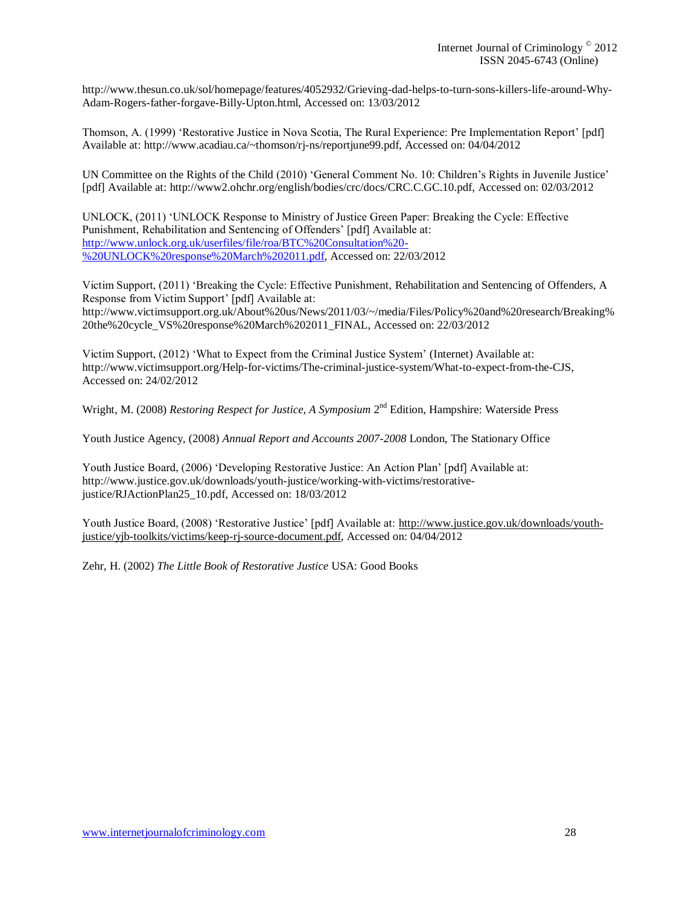http://www.thesun.co.uk/sol/homepage/features/4052932/Grieving-dad-helps-to-turn-sons-killers-life-around-Why-Adam-Rogers-father-forgave-Billy-Upton.html, Accessed on: 13/03/2012

Thomson, A. (1999) 'Restorative Justice in Nova Scotia, The Rural Experience: Pre Implementation Report' [pdf] Available at: http://www.acadiau.ca/~thomson/rj-ns/reportjune99.pdf, Accessed on: 04/04/2012

UN Committee on the Rights of the Child (2010) 'General Comment No. 10: Children's Rights in Juvenile Justice' [pdf] Available at: http://www2.ohchr.org/english/bodies/crc/docs/CRC.C.GC.10.pdf, Accessed on: 02/03/2012

UNLOCK, (2011) 'UNLOCK Response to Ministry of Justice Green Paper: Breaking the Cycle: Effective Punishment, Rehabilitation and Sentencing of Offenders' [pdf] Available at: http://www.unlock.org.uk/userfiles/file/roa/BTC%20Consultation%20-%20UNLOCK%20response%20March%202011.pdf, Accessed on: 22/03/2012

Victim Support, (2011) 'Breaking the Cycle: Effective Punishment, Rehabilitation and Sentencing of Offenders, A Response from Victim Support' [pdf] Available at: http://www.victimsupport.org.uk/About%20us/News/2011/03/~/media/Files/Policy%20and%20research/Breaking%20the%20cycle_VS%20response%20March%202011_FINAL, Accessed on: 22/03/2012

Victim Support, (2012) 'What to Expect from the Criminal Justice System' (Internet) Available at: http://www.victimsupport.org/Help-for-victims/The-criminal-justice-system/What-to-expect-from-the-CJS, Accessed on: 24/02/2012

Wright, M. (2008) *Restoring Respect for Justice, A Symposium* 2nd Edition, Hampshire: Waterside Press

Youth Justice Agency, (2008) *Annual Report and Accounts 2007-2008* London, The Stationary Office

Youth Justice Board, (2006) 'Developing Restorative Justice: An Action Plan' [pdf] Available at: http://www.justice.gov.uk/downloads/youth-justice/working-with-victims/restorative-justice/RJActionPlan25_10.pdf, Accessed on: 18/03/2012

Youth Justice Board, (2008) 'Restorative Justice' [pdf] Available at: http://www.justice.gov.uk/downloads/youth-justice/yjb-toolkits/victims/keep-rj-source-document.pdf, Accessed on: 04/04/2012

Zehr, H. (2002) *The Little Book of Restorative Justice* USA: Good Books